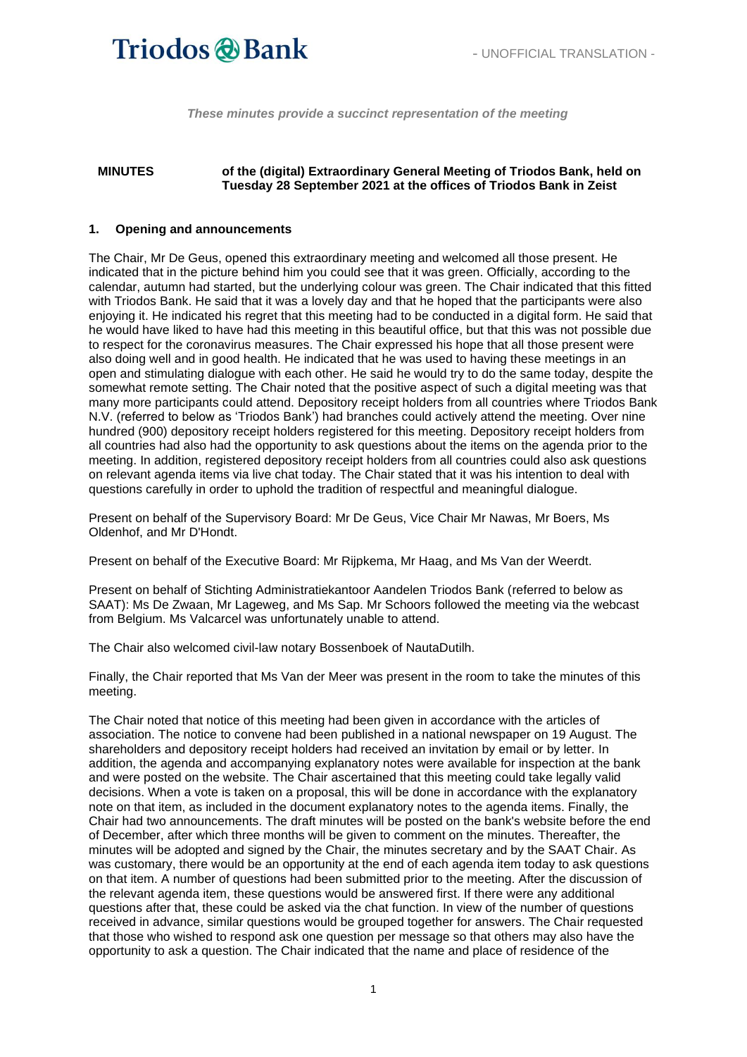- UNOFFICIAL TRANSLATION -

*These minutes provide a succinct representation of the meeting*

**MINUTES** **of the (digital) Extraordinary General Meeting of Triodos Bank, held on Tuesday 28 September 2021 at the offices of Triodos Bank in Zeist**

## 1. Opening and announcements

The Chair, Mr De Geus, opened this extraordinary meeting and welcomed all those present. He indicated that in the picture behind him you could see that it was green. Officially, according to the calendar, autumn had started, but the underlying colour was green. The Chair indicated that this fitted with Triodos Bank. He said that it was a lovely day and that he hoped that the participants were also enjoying it. He indicated his regret that this meeting had to be conducted in a digital form. He said that he would have liked to have had this meeting in this beautiful office, but that this was not possible due to respect for the coronavirus measures. The Chair expressed his hope that all those present were also doing well and in good health. He indicated that he was used to having these meetings in an open and stimulating dialogue with each other. He said he would try to do the same today, despite the somewhat remote setting. The Chair noted that the positive aspect of such a digital meeting was that many more participants could attend. Depository receipt holders from all countries where Triodos Bank N.V. (referred to below as 'Triodos Bank') had branches could actively attend the meeting. Over nine hundred (900) depository receipt holders registered for this meeting. Depository receipt holders from all countries had also had the opportunity to ask questions about the items on the agenda prior to the meeting. In addition, registered depository receipt holders from all countries could also ask questions on relevant agenda items via live chat today. The Chair stated that it was his intention to deal with questions carefully in order to uphold the tradition of respectful and meaningful dialogue.

Present on behalf of the Supervisory Board: Mr De Geus, Vice Chair Mr Nawas, Mr Boers, Ms Oldenhof, and Mr D'Hondt.

Present on behalf of the Executive Board: Mr Rijpkema, Mr Haag, and Ms Van der Weerdt.

Present on behalf of Stichting Administratiekantoor Aandelen Triodos Bank (referred to below as SAAT): Ms De Zwaan, Mr Lageweg, and Ms Sap. Mr Schoors followed the meeting via the webcast from Belgium. Ms Valcarcel was unfortunately unable to attend.

The Chair also welcomed civil-law notary Bossenboek of NautaDutilh.

Finally, the Chair reported that Ms Van der Meer was present in the room to take the minutes of this meeting.

The Chair noted that notice of this meeting had been given in accordance with the articles of association. The notice to convene had been published in a national newspaper on 19 August. The shareholders and depository receipt holders had received an invitation by email or by letter. In addition, the agenda and accompanying explanatory notes were available for inspection at the bank and were posted on the website. The Chair ascertained that this meeting could take legally valid decisions. When a vote is taken on a proposal, this will be done in accordance with the explanatory note on that item, as included in the document explanatory notes to the agenda items. Finally, the Chair had two announcements. The draft minutes will be posted on the bank's website before the end of December, after which three months will be given to comment on the minutes. Thereafter, the minutes will be adopted and signed by the Chair, the minutes secretary and by the SAAT Chair. As was customary, there would be an opportunity at the end of each agenda item today to ask questions on that item. A number of questions had been submitted prior to the meeting. After the discussion of the relevant agenda item, these questions would be answered first. If there were any additional questions after that, these could be asked via the chat function. In view of the number of questions received in advance, similar questions would be grouped together for answers. The Chair requested that those who wished to respond ask one question per message so that others may also have the opportunity to ask a question. The Chair indicated that the name and place of residence of the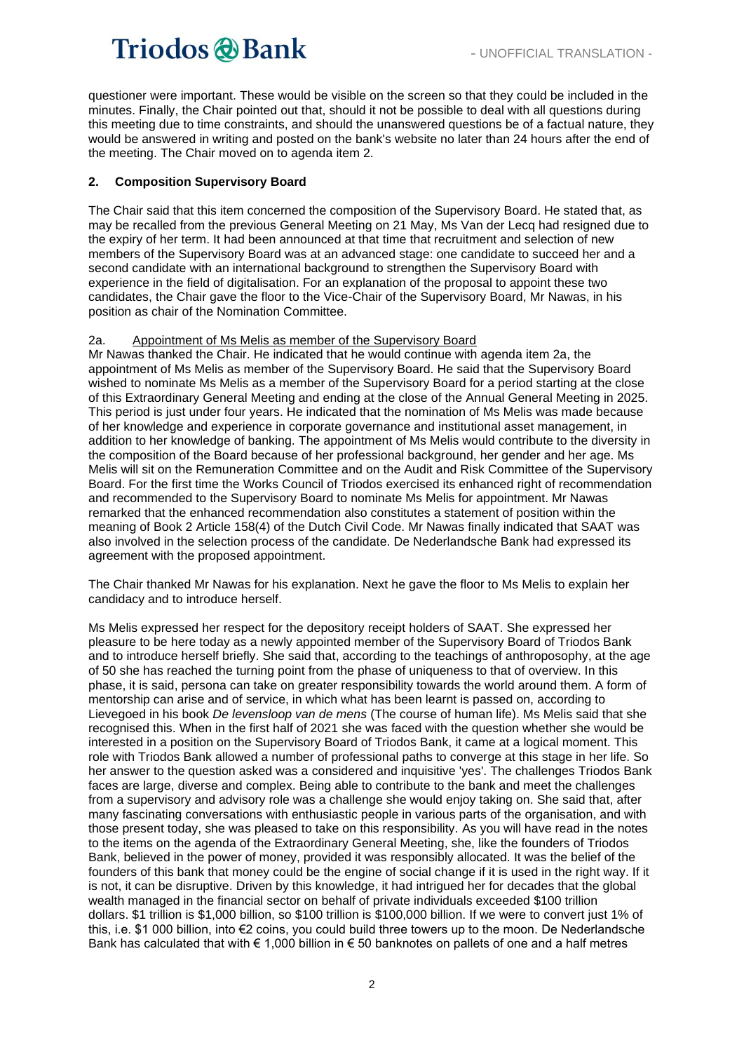questioner were important. These would be visible on the screen so that they could be included in the minutes. Finally, the Chair pointed out that, should it not be possible to deal with all questions during this meeting due to time constraints, and should the unanswered questions be of a factual nature, they would be answered in writing and posted on the bank's website no later than 24 hours after the end of the meeting. The Chair moved on to agenda item 2.

## 2. Composition Supervisory Board

The Chair said that this item concerned the composition of the Supervisory Board. He stated that, as may be recalled from the previous General Meeting on 21 May, Ms Van der Lecq had resigned due to the expiry of her term. It had been announced at that time that recruitment and selection of new members of the Supervisory Board was at an advanced stage: one candidate to succeed her and a second candidate with an international background to strengthen the Supervisory Board with experience in the field of digitalisation. For an explanation of the proposal to appoint these two candidates, the Chair gave the floor to the Vice-Chair of the Supervisory Board, Mr Nawas, in his position as chair of the Nomination Committee.

### 2a. Appointment of Ms Melis as member of the Supervisory Board

Mr Nawas thanked the Chair. He indicated that he would continue with agenda item 2a, the appointment of Ms Melis as member of the Supervisory Board. He said that the Supervisory Board wished to nominate Ms Melis as a member of the Supervisory Board for a period starting at the close of this Extraordinary General Meeting and ending at the close of the Annual General Meeting in 2025. This period is just under four years. He indicated that the nomination of Ms Melis was made because of her knowledge and experience in corporate governance and institutional asset management, in addition to her knowledge of banking. The appointment of Ms Melis would contribute to the diversity in the composition of the Board because of her professional background, her gender and her age. Ms Melis will sit on the Remuneration Committee and on the Audit and Risk Committee of the Supervisory Board. For the first time the Works Council of Triodos exercised its enhanced right of recommendation and recommended to the Supervisory Board to nominate Ms Melis for appointment. Mr Nawas remarked that the enhanced recommendation also constitutes a statement of position within the meaning of Book 2 Article 158(4) of the Dutch Civil Code. Mr Nawas finally indicated that SAAT was also involved in the selection process of the candidate. De Nederlandsche Bank had expressed its agreement with the proposed appointment.

The Chair thanked Mr Nawas for his explanation. Next he gave the floor to Ms Melis to explain her candidacy and to introduce herself.

Ms Melis expressed her respect for the depository receipt holders of SAAT. She expressed her pleasure to be here today as a newly appointed member of the Supervisory Board of Triodos Bank and to introduce herself briefly. She said that, according to the teachings of anthroposophy, at the age of 50 she has reached the turning point from the phase of uniqueness to that of overview. In this phase, it is said, persona can take on greater responsibility towards the world around them. A form of mentorship can arise and of service, in which what has been learnt is passed on, according to Lievegoed in his book *De levensloop van de mens* (The course of human life). Ms Melis said that she recognised this. When in the first half of 2021 she was faced with the question whether she would be interested in a position on the Supervisory Board of Triodos Bank, it came at a logical moment. This role with Triodos Bank allowed a number of professional paths to converge at this stage in her life. So her answer to the question asked was a considered and inquisitive 'yes'. The challenges Triodos Bank faces are large, diverse and complex. Being able to contribute to the bank and meet the challenges from a supervisory and advisory role was a challenge she would enjoy taking on. She said that, after many fascinating conversations with enthusiastic people in various parts of the organisation, and with those present today, she was pleased to take on this responsibility. As you will have read in the notes to the items on the agenda of the Extraordinary General Meeting, she, like the founders of Triodos Bank, believed in the power of money, provided it was responsibly allocated. It was the belief of the founders of this bank that money could be the engine of social change if it is used in the right way. If it is not, it can be disruptive. Driven by this knowledge, it had intrigued her for decades that the global wealth managed in the financial sector on behalf of private individuals exceeded \$100 trillion dollars. \$1 trillion is \$1,000 billion, so \$100 trillion is \$100,000 billion. If we were to convert just 1% of this, i.e. \$1 000 billion, into €2 coins, you could build three towers up to the moon. De Nederlandsche Bank has calculated that with € 1,000 billion in € 50 banknotes on pallets of one and a half metres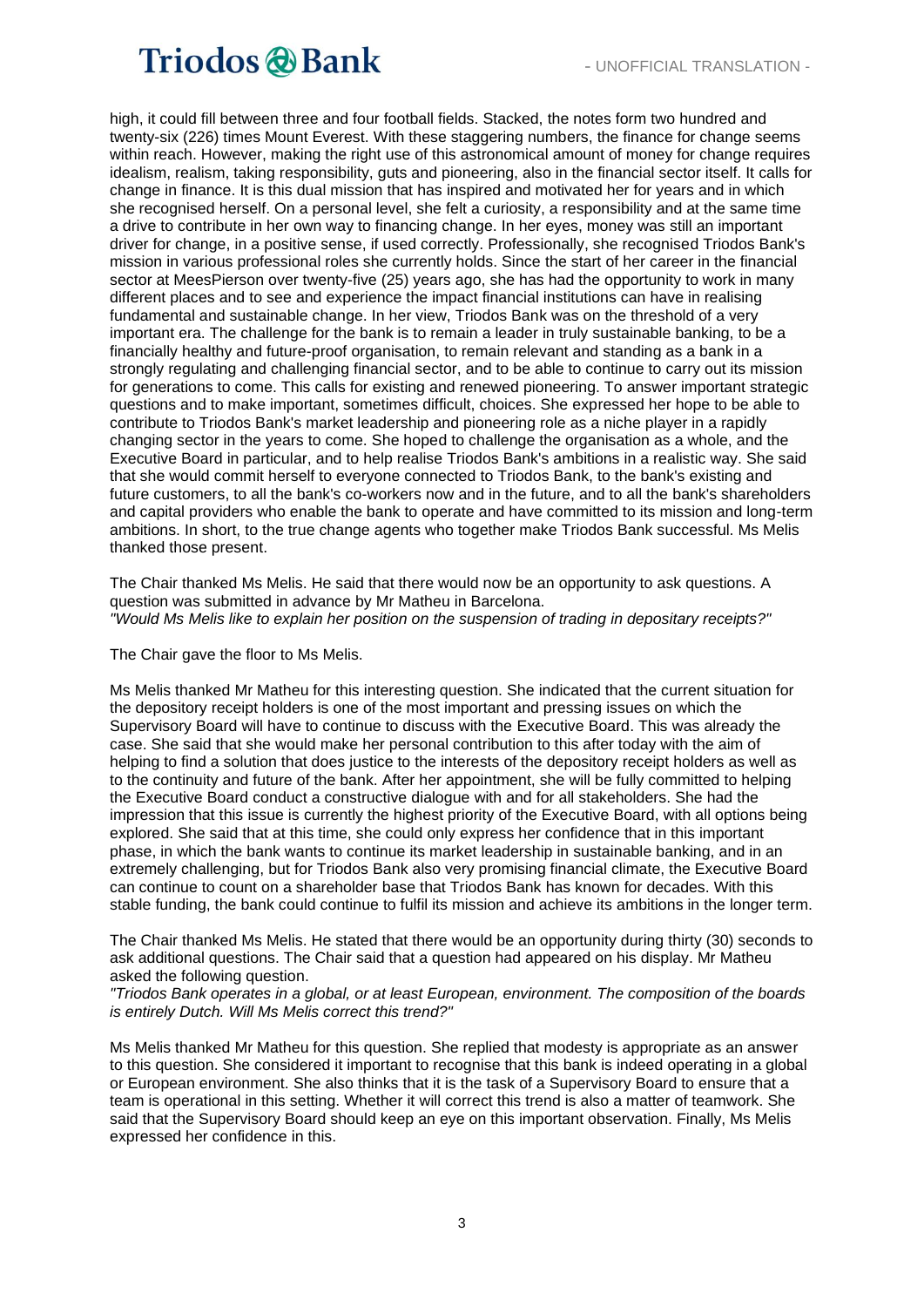high, it could fill between three and four football fields. Stacked, the notes form two hundred and twenty-six (226) times Mount Everest. With these staggering numbers, the finance for change seems within reach. However, making the right use of this astronomical amount of money for change requires idealism, realism, taking responsibility, guts and pioneering, also in the financial sector itself. It calls for change in finance. It is this dual mission that has inspired and motivated her for years and in which she recognised herself. On a personal level, she felt a curiosity, a responsibility and at the same time a drive to contribute in her own way to financing change. In her eyes, money was still an important driver for change, in a positive sense, if used correctly. Professionally, she recognised Triodos Bank's mission in various professional roles she currently holds. Since the start of her career in the financial sector at MeesPierson over twenty-five (25) years ago, she has had the opportunity to work in many different places and to see and experience the impact financial institutions can have in realising fundamental and sustainable change. In her view, Triodos Bank was on the threshold of a very important era. The challenge for the bank is to remain a leader in truly sustainable banking, to be a financially healthy and future-proof organisation, to remain relevant and standing as a bank in a strongly regulating and challenging financial sector, and to be able to continue to carry out its mission for generations to come. This calls for existing and renewed pioneering. To answer important strategic questions and to make important, sometimes difficult, choices. She expressed her hope to be able to contribute to Triodos Bank's market leadership and pioneering role as a niche player in a rapidly changing sector in the years to come. She hoped to challenge the organisation as a whole, and the Executive Board in particular, and to help realise Triodos Bank's ambitions in a realistic way. She said that she would commit herself to everyone connected to Triodos Bank, to the bank's existing and future customers, to all the bank's co-workers now and in the future, and to all the bank's shareholders and capital providers who enable the bank to operate and have committed to its mission and long-term ambitions. In short, to the true change agents who together make Triodos Bank successful. Ms Melis thanked those present.

The Chair thanked Ms Melis. He said that there would now be an opportunity to ask questions. A question was submitted in advance by Mr Matheu in Barcelona.
*"Would Ms Melis like to explain her position on the suspension of trading in depositary receipts?"*

The Chair gave the floor to Ms Melis.

Ms Melis thanked Mr Matheu for this interesting question. She indicated that the current situation for the depository receipt holders is one of the most important and pressing issues on which the Supervisory Board will have to continue to discuss with the Executive Board. This was already the case. She said that she would make her personal contribution to this after today with the aim of helping to find a solution that does justice to the interests of the depository receipt holders as well as to the continuity and future of the bank. After her appointment, she will be fully committed to helping the Executive Board conduct a constructive dialogue with and for all stakeholders. She had the impression that this issue is currently the highest priority of the Executive Board, with all options being explored. She said that at this time, she could only express her confidence that in this important phase, in which the bank wants to continue its market leadership in sustainable banking, and in an extremely challenging, but for Triodos Bank also very promising financial climate, the Executive Board can continue to count on a shareholder base that Triodos Bank has known for decades. With this stable funding, the bank could continue to fulfil its mission and achieve its ambitions in the longer term.

The Chair thanked Ms Melis. He stated that there would be an opportunity during thirty (30) seconds to ask additional questions. The Chair said that a question had appeared on his display. Mr Matheu asked the following question.
*"Triodos Bank operates in a global, or at least European, environment. The composition of the boards is entirely Dutch. Will Ms Melis correct this trend?"*

Ms Melis thanked Mr Matheu for this question. She replied that modesty is appropriate as an answer to this question. She considered it important to recognise that this bank is indeed operating in a global or European environment. She also thinks that it is the task of a Supervisory Board to ensure that a team is operational in this setting. Whether it will correct this trend is also a matter of teamwork. She said that the Supervisory Board should keep an eye on this important observation. Finally, Ms Melis expressed her confidence in this.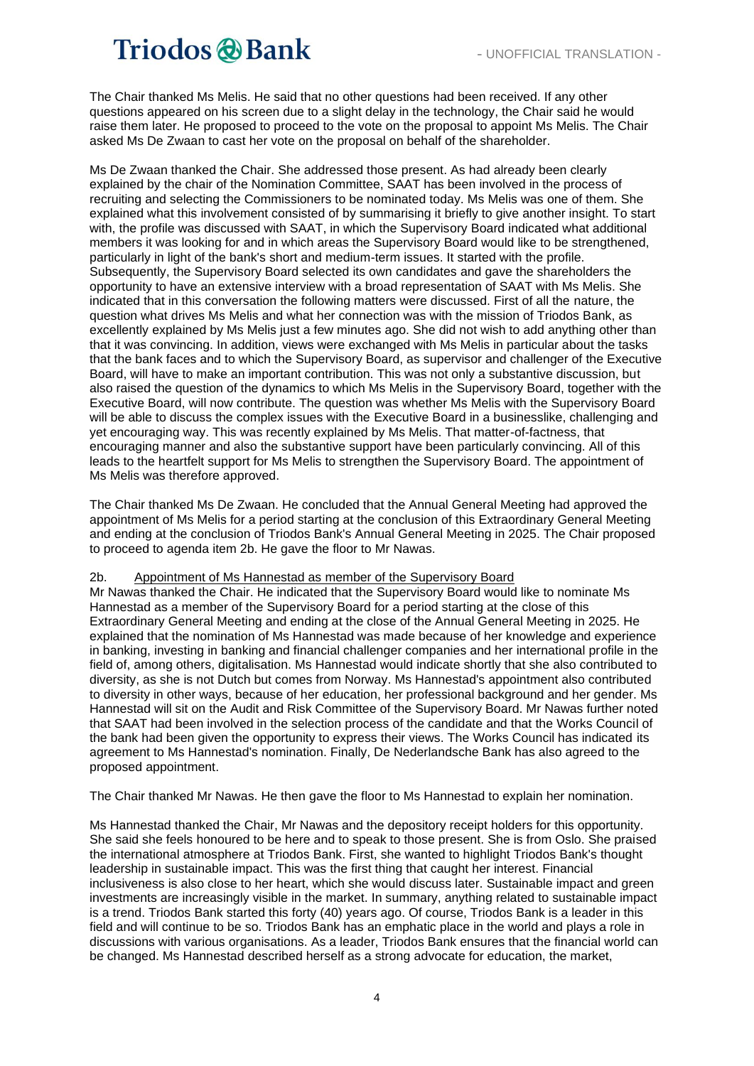The Chair thanked Ms Melis. He said that no other questions had been received. If any other questions appeared on his screen due to a slight delay in the technology, the Chair said he would raise them later. He proposed to proceed to the vote on the proposal to appoint Ms Melis. The Chair asked Ms De Zwaan to cast her vote on the proposal on behalf of the shareholder.

Ms De Zwaan thanked the Chair. She addressed those present. As had already been clearly explained by the chair of the Nomination Committee, SAAT has been involved in the process of recruiting and selecting the Commissioners to be nominated today. Ms Melis was one of them. She explained what this involvement consisted of by summarising it briefly to give another insight. To start with, the profile was discussed with SAAT, in which the Supervisory Board indicated what additional members it was looking for and in which areas the Supervisory Board would like to be strengthened, particularly in light of the bank's short and medium-term issues. It started with the profile. Subsequently, the Supervisory Board selected its own candidates and gave the shareholders the opportunity to have an extensive interview with a broad representation of SAAT with Ms Melis. She indicated that in this conversation the following matters were discussed. First of all the nature, the question what drives Ms Melis and what her connection was with the mission of Triodos Bank, as excellently explained by Ms Melis just a few minutes ago. She did not wish to add anything other than that it was convincing. In addition, views were exchanged with Ms Melis in particular about the tasks that the bank faces and to which the Supervisory Board, as supervisor and challenger of the Executive Board, will have to make an important contribution. This was not only a substantive discussion, but also raised the question of the dynamics to which Ms Melis in the Supervisory Board, together with the Executive Board, will now contribute. The question was whether Ms Melis with the Supervisory Board will be able to discuss the complex issues with the Executive Board in a businesslike, challenging and yet encouraging way. This was recently explained by Ms Melis. That matter-of-factness, that encouraging manner and also the substantive support have been particularly convincing. All of this leads to the heartfelt support for Ms Melis to strengthen the Supervisory Board. The appointment of Ms Melis was therefore approved.

The Chair thanked Ms De Zwaan. He concluded that the Annual General Meeting had approved the appointment of Ms Melis for a period starting at the conclusion of this Extraordinary General Meeting and ending at the conclusion of Triodos Bank's Annual General Meeting in 2025. The Chair proposed to proceed to agenda item 2b. He gave the floor to Mr Nawas.

2b. Appointment of Ms Hannestad as member of the Supervisory Board

Mr Nawas thanked the Chair. He indicated that the Supervisory Board would like to nominate Ms Hannestad as a member of the Supervisory Board for a period starting at the close of this Extraordinary General Meeting and ending at the close of the Annual General Meeting in 2025. He explained that the nomination of Ms Hannestad was made because of her knowledge and experience in banking, investing in banking and financial challenger companies and her international profile in the field of, among others, digitalisation. Ms Hannestad would indicate shortly that she also contributed to diversity, as she is not Dutch but comes from Norway. Ms Hannestad's appointment also contributed to diversity in other ways, because of her education, her professional background and her gender. Ms Hannestad will sit on the Audit and Risk Committee of the Supervisory Board. Mr Nawas further noted that SAAT had been involved in the selection process of the candidate and that the Works Council of the bank had been given the opportunity to express their views. The Works Council has indicated its agreement to Ms Hannestad's nomination. Finally, De Nederlandsche Bank has also agreed to the proposed appointment.

The Chair thanked Mr Nawas. He then gave the floor to Ms Hannestad to explain her nomination.

Ms Hannestad thanked the Chair, Mr Nawas and the depository receipt holders for this opportunity. She said she feels honoured to be here and to speak to those present. She is from Oslo. She praised the international atmosphere at Triodos Bank. First, she wanted to highlight Triodos Bank's thought leadership in sustainable impact. This was the first thing that caught her interest. Financial inclusiveness is also close to her heart, which she would discuss later. Sustainable impact and green investments are increasingly visible in the market. In summary, anything related to sustainable impact is a trend. Triodos Bank started this forty (40) years ago. Of course, Triodos Bank is a leader in this field and will continue to be so. Triodos Bank has an emphatic place in the world and plays a role in discussions with various organisations. As a leader, Triodos Bank ensures that the financial world can be changed. Ms Hannestad described herself as a strong advocate for education, the market,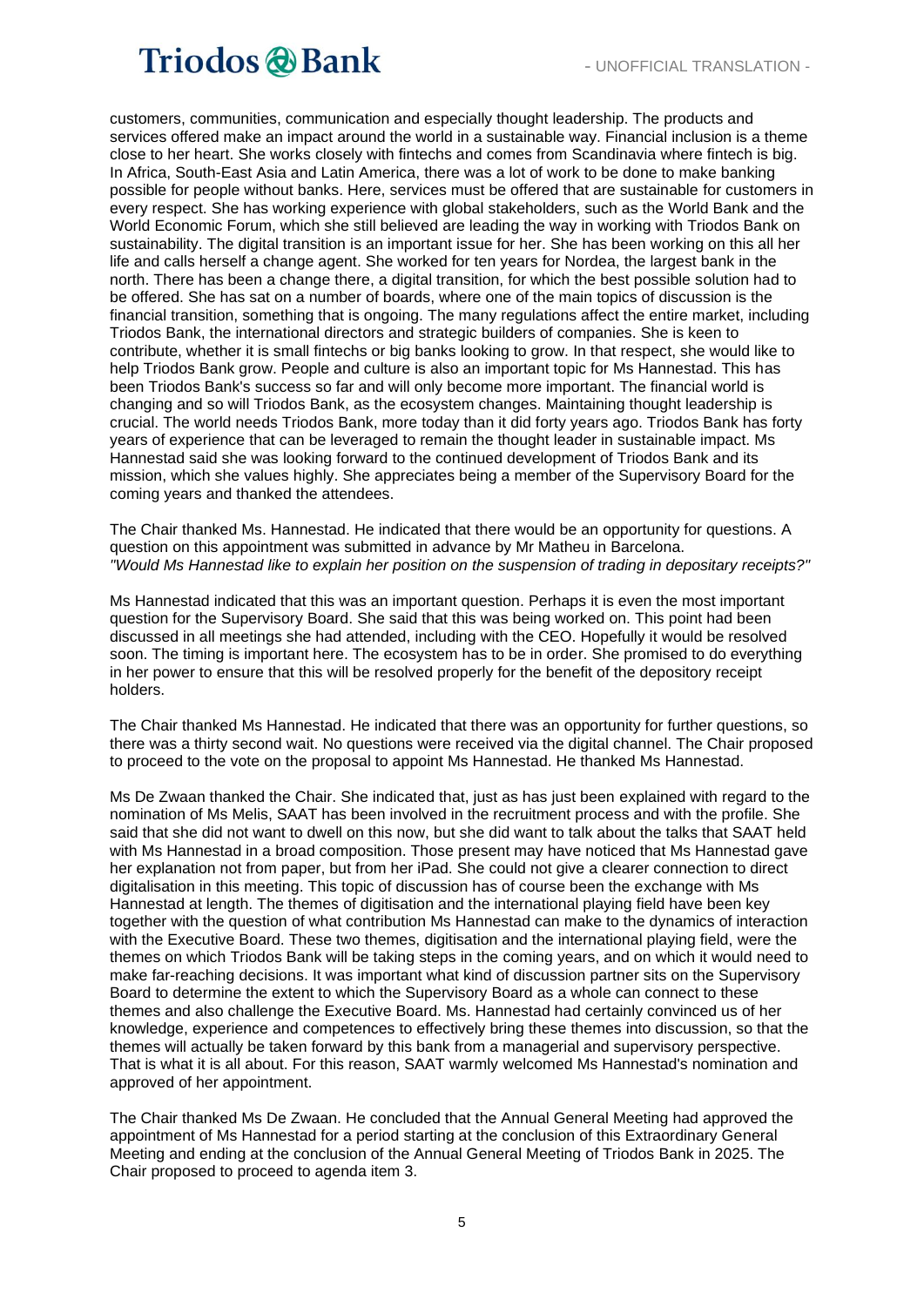customers, communities, communication and especially thought leadership. The products and services offered make an impact around the world in a sustainable way. Financial inclusion is a theme close to her heart. She works closely with fintechs and comes from Scandinavia where fintech is big. In Africa, South-East Asia and Latin America, there was a lot of work to be done to make banking possible for people without banks. Here, services must be offered that are sustainable for customers in every respect. She has working experience with global stakeholders, such as the World Bank and the World Economic Forum, which she still believed are leading the way in working with Triodos Bank on sustainability. The digital transition is an important issue for her. She has been working on this all her life and calls herself a change agent. She worked for ten years for Nordea, the largest bank in the north. There has been a change there, a digital transition, for which the best possible solution had to be offered. She has sat on a number of boards, where one of the main topics of discussion is the financial transition, something that is ongoing. The many regulations affect the entire market, including Triodos Bank, the international directors and strategic builders of companies. She is keen to contribute, whether it is small fintechs or big banks looking to grow. In that respect, she would like to help Triodos Bank grow. People and culture is also an important topic for Ms Hannestad. This has been Triodos Bank's success so far and will only become more important. The financial world is changing and so will Triodos Bank, as the ecosystem changes. Maintaining thought leadership is crucial. The world needs Triodos Bank, more today than it did forty years ago. Triodos Bank has forty years of experience that can be leveraged to remain the thought leader in sustainable impact. Ms Hannestad said she was looking forward to the continued development of Triodos Bank and its mission, which she values highly. She appreciates being a member of the Supervisory Board for the coming years and thanked the attendees.

The Chair thanked Ms. Hannestad. He indicated that there would be an opportunity for questions. A question on this appointment was submitted in advance by Mr Matheu in Barcelona.
*"Would Ms Hannestad like to explain her position on the suspension of trading in depositary receipts?"*

Ms Hannestad indicated that this was an important question. Perhaps it is even the most important question for the Supervisory Board. She said that this was being worked on. This point had been discussed in all meetings she had attended, including with the CEO. Hopefully it would be resolved soon. The timing is important here. The ecosystem has to be in order. She promised to do everything in her power to ensure that this will be resolved properly for the benefit of the depository receipt holders.

The Chair thanked Ms Hannestad. He indicated that there was an opportunity for further questions, so there was a thirty second wait. No questions were received via the digital channel. The Chair proposed to proceed to the vote on the proposal to appoint Ms Hannestad. He thanked Ms Hannestad.

Ms De Zwaan thanked the Chair. She indicated that, just as has just been explained with regard to the nomination of Ms Melis, SAAT has been involved in the recruitment process and with the profile. She said that she did not want to dwell on this now, but she did want to talk about the talks that SAAT held with Ms Hannestad in a broad composition. Those present may have noticed that Ms Hannestad gave her explanation not from paper, but from her iPad. She could not give a clearer connection to direct digitalisation in this meeting. This topic of discussion has of course been the exchange with Ms Hannestad at length. The themes of digitisation and the international playing field have been key together with the question of what contribution Ms Hannestad can make to the dynamics of interaction with the Executive Board. These two themes, digitisation and the international playing field, were the themes on which Triodos Bank will be taking steps in the coming years, and on which it would need to make far-reaching decisions. It was important what kind of discussion partner sits on the Supervisory Board to determine the extent to which the Supervisory Board as a whole can connect to these themes and also challenge the Executive Board. Ms. Hannestad had certainly convinced us of her knowledge, experience and competences to effectively bring these themes into discussion, so that the themes will actually be taken forward by this bank from a managerial and supervisory perspective. That is what it is all about. For this reason, SAAT warmly welcomed Ms Hannestad's nomination and approved of her appointment.

The Chair thanked Ms De Zwaan. He concluded that the Annual General Meeting had approved the appointment of Ms Hannestad for a period starting at the conclusion of this Extraordinary General Meeting and ending at the conclusion of the Annual General Meeting of Triodos Bank in 2025. The Chair proposed to proceed to agenda item 3.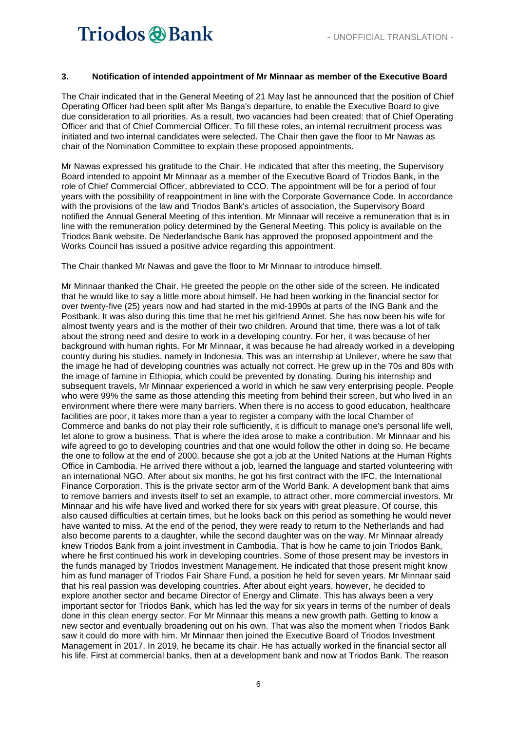### 3. Notification of intended appointment of Mr Minnaar as member of the Executive Board

The Chair indicated that in the General Meeting of 21 May last he announced that the position of Chief Operating Officer had been split after Ms Banga's departure, to enable the Executive Board to give due consideration to all priorities. As a result, two vacancies had been created: that of Chief Operating Officer and that of Chief Commercial Officer. To fill these roles, an internal recruitment process was initiated and two internal candidates were selected. The Chair then gave the floor to Mr Nawas as chair of the Nomination Committee to explain these proposed appointments.

Mr Nawas expressed his gratitude to the Chair. He indicated that after this meeting, the Supervisory Board intended to appoint Mr Minnaar as a member of the Executive Board of Triodos Bank, in the role of Chief Commercial Officer, abbreviated to CCO. The appointment will be for a period of four years with the possibility of reappointment in line with the Corporate Governance Code. In accordance with the provisions of the law and Triodos Bank's articles of association, the Supervisory Board notified the Annual General Meeting of this intention. Mr Minnaar will receive a remuneration that is in line with the remuneration policy determined by the General Meeting. This policy is available on the Triodos Bank website. De Nederlandsche Bank has approved the proposed appointment and the Works Council has issued a positive advice regarding this appointment.

The Chair thanked Mr Nawas and gave the floor to Mr Minnaar to introduce himself.

Mr Minnaar thanked the Chair. He greeted the people on the other side of the screen. He indicated that he would like to say a little more about himself. He had been working in the financial sector for over twenty-five (25) years now and had started in the mid-1990s at parts of the ING Bank and the Postbank. It was also during this time that he met his girlfriend Annet. She has now been his wife for almost twenty years and is the mother of their two children. Around that time, there was a lot of talk about the strong need and desire to work in a developing country. For her, it was because of her background with human rights. For Mr Minnaar, it was because he had already worked in a developing country during his studies, namely in Indonesia. This was an internship at Unilever, where he saw that the image he had of developing countries was actually not correct. He grew up in the 70s and 80s with the image of famine in Ethiopia, which could be prevented by donating. During his internship and subsequent travels, Mr Minnaar experienced a world in which he saw very enterprising people. People who were 99% the same as those attending this meeting from behind their screen, but who lived in an environment where there were many barriers. When there is no access to good education, healthcare facilities are poor, it takes more than a year to register a company with the local Chamber of Commerce and banks do not play their role sufficiently, it is difficult to manage one's personal life well, let alone to grow a business. That is where the idea arose to make a contribution. Mr Minnaar and his wife agreed to go to developing countries and that one would follow the other in doing so. He became the one to follow at the end of 2000, because she got a job at the United Nations at the Human Rights Office in Cambodia. He arrived there without a job, learned the language and started volunteering with an international NGO. After about six months, he got his first contract with the IFC, the International Finance Corporation. This is the private sector arm of the World Bank. A development bank that aims to remove barriers and invests itself to set an example, to attract other, more commercial investors. Mr Minnaar and his wife have lived and worked there for six years with great pleasure. Of course, this also caused difficulties at certain times, but he looks back on this period as something he would never have wanted to miss. At the end of the period, they were ready to return to the Netherlands and had also become parents to a daughter, while the second daughter was on the way. Mr Minnaar already knew Triodos Bank from a joint investment in Cambodia. That is how he came to join Triodos Bank, where he first continued his work in developing countries. Some of those present may be investors in the funds managed by Triodos Investment Management. He indicated that those present might know him as fund manager of Triodos Fair Share Fund, a position he held for seven years. Mr Minnaar said that his real passion was developing countries. After about eight years, however, he decided to explore another sector and became Director of Energy and Climate. This has always been a very important sector for Triodos Bank, which has led the way for six years in terms of the number of deals done in this clean energy sector. For Mr Minnaar this means a new growth path. Getting to know a new sector and eventually broadening out on his own. That was also the moment when Triodos Bank saw it could do more with him. Mr Minnaar then joined the Executive Board of Triodos Investment Management in 2017. In 2019, he became its chair. He has actually worked in the financial sector all his life. First at commercial banks, then at a development bank and now at Triodos Bank. The reason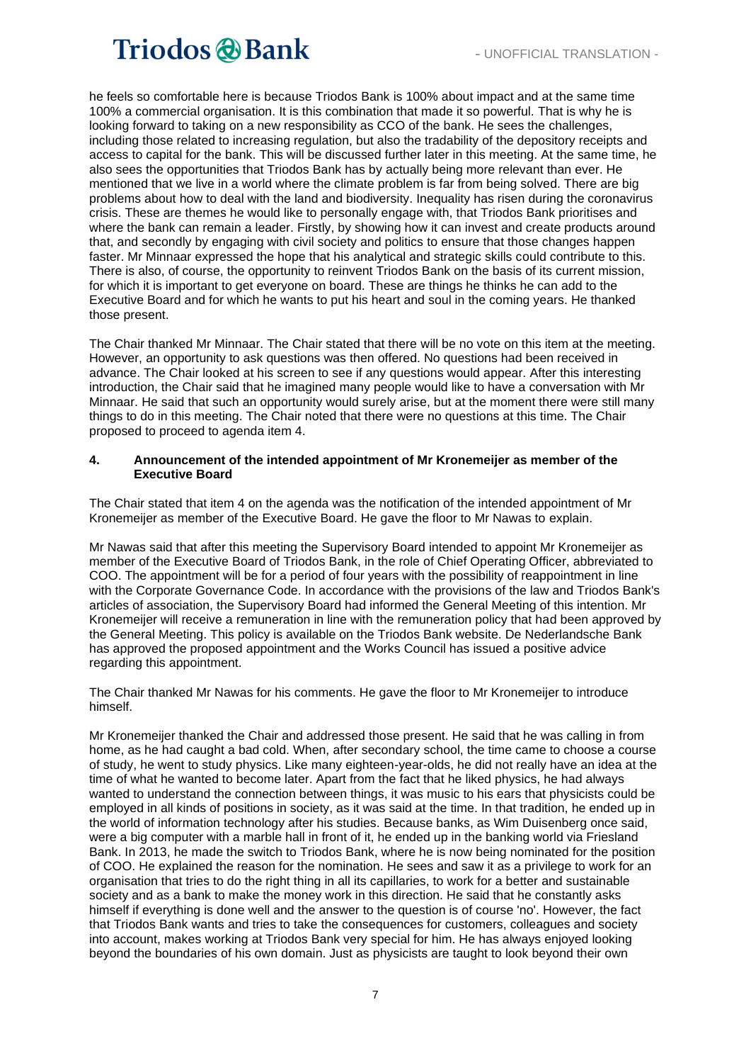he feels so comfortable here is because Triodos Bank is 100% about impact and at the same time 100% a commercial organisation. It is this combination that made it so powerful. That is why he is looking forward to taking on a new responsibility as CCO of the bank. He sees the challenges, including those related to increasing regulation, but also the tradability of the depository receipts and access to capital for the bank. This will be discussed further later in this meeting. At the same time, he also sees the opportunities that Triodos Bank has by actually being more relevant than ever. He mentioned that we live in a world where the climate problem is far from being solved. There are big problems about how to deal with the land and biodiversity. Inequality has risen during the coronavirus crisis. These are themes he would like to personally engage with, that Triodos Bank prioritises and where the bank can remain a leader. Firstly, by showing how it can invest and create products around that, and secondly by engaging with civil society and politics to ensure that those changes happen faster. Mr Minnaar expressed the hope that his analytical and strategic skills could contribute to this. There is also, of course, the opportunity to reinvent Triodos Bank on the basis of its current mission, for which it is important to get everyone on board. These are things he thinks he can add to the Executive Board and for which he wants to put his heart and soul in the coming years. He thanked those present.

The Chair thanked Mr Minnaar. The Chair stated that there will be no vote on this item at the meeting. However, an opportunity to ask questions was then offered. No questions had been received in advance. The Chair looked at his screen to see if any questions would appear. After this interesting introduction, the Chair said that he imagined many people would like to have a conversation with Mr Minnaar. He said that such an opportunity would surely arise, but at the moment there were still many things to do in this meeting. The Chair noted that there were no questions at this time. The Chair proposed to proceed to agenda item 4.

## 4. Announcement of the intended appointment of Mr Kronemeijer as member of the Executive Board

The Chair stated that item 4 on the agenda was the notification of the intended appointment of Mr Kronemeijer as member of the Executive Board. He gave the floor to Mr Nawas to explain.

Mr Nawas said that after this meeting the Supervisory Board intended to appoint Mr Kronemeijer as member of the Executive Board of Triodos Bank, in the role of Chief Operating Officer, abbreviated to COO. The appointment will be for a period of four years with the possibility of reappointment in line with the Corporate Governance Code. In accordance with the provisions of the law and Triodos Bank's articles of association, the Supervisory Board had informed the General Meeting of this intention. Mr Kronemeijer will receive a remuneration in line with the remuneration policy that had been approved by the General Meeting. This policy is available on the Triodos Bank website. De Nederlandsche Bank has approved the proposed appointment and the Works Council has issued a positive advice regarding this appointment.

The Chair thanked Mr Nawas for his comments. He gave the floor to Mr Kronemeijer to introduce himself.

Mr Kronemeijer thanked the Chair and addressed those present. He said that he was calling in from home, as he had caught a bad cold. When, after secondary school, the time came to choose a course of study, he went to study physics. Like many eighteen-year-olds, he did not really have an idea at the time of what he wanted to become later. Apart from the fact that he liked physics, he had always wanted to understand the connection between things, it was music to his ears that physicists could be employed in all kinds of positions in society, as it was said at the time. In that tradition, he ended up in the world of information technology after his studies. Because banks, as Wim Duisenberg once said, were a big computer with a marble hall in front of it, he ended up in the banking world via Friesland Bank. In 2013, he made the switch to Triodos Bank, where he is now being nominated for the position of COO. He explained the reason for the nomination. He sees and saw it as a privilege to work for an organisation that tries to do the right thing in all its capillaries, to work for a better and sustainable society and as a bank to make the money work in this direction. He said that he constantly asks himself if everything is done well and the answer to the question is of course 'no'. However, the fact that Triodos Bank wants and tries to take the consequences for customers, colleagues and society into account, makes working at Triodos Bank very special for him. He has always enjoyed looking beyond the boundaries of his own domain. Just as physicists are taught to look beyond their own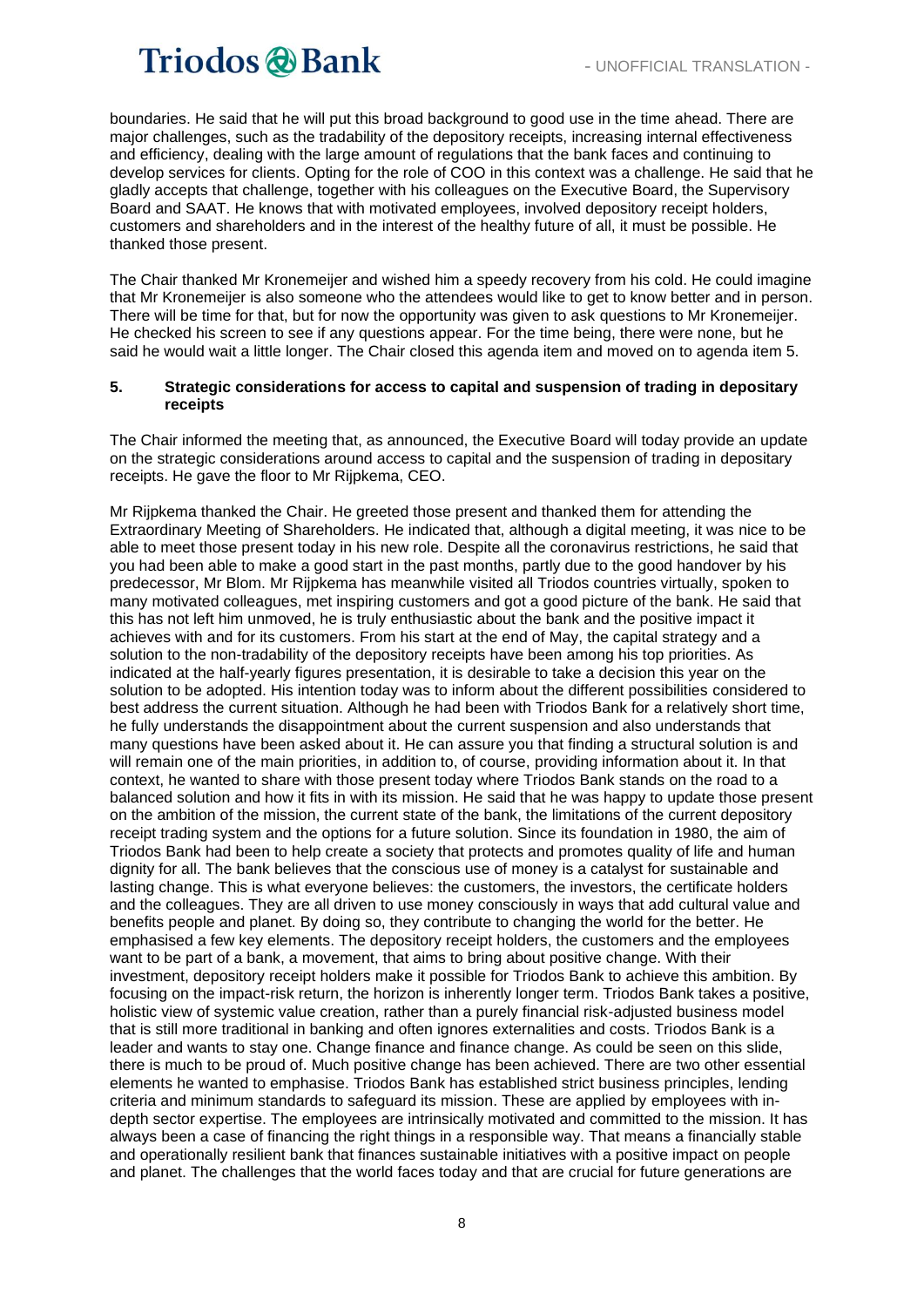boundaries. He said that he will put this broad background to good use in the time ahead. There are major challenges, such as the tradability of the depository receipts, increasing internal effectiveness and efficiency, dealing with the large amount of regulations that the bank faces and continuing to develop services for clients. Opting for the role of COO in this context was a challenge. He said that he gladly accepts that challenge, together with his colleagues on the Executive Board, the Supervisory Board and SAAT. He knows that with motivated employees, involved depository receipt holders, customers and shareholders and in the interest of the healthy future of all, it must be possible. He thanked those present.

The Chair thanked Mr Kronemeijer and wished him a speedy recovery from his cold. He could imagine that Mr Kronemeijer is also someone who the attendees would like to get to know better and in person. There will be time for that, but for now the opportunity was given to ask questions to Mr Kronemeijer. He checked his screen to see if any questions appear. For the time being, there were none, but he said he would wait a little longer. The Chair closed this agenda item and moved on to agenda item 5.

## 5. Strategic considerations for access to capital and suspension of trading in depositary receipts

The Chair informed the meeting that, as announced, the Executive Board will today provide an update on the strategic considerations around access to capital and the suspension of trading in depositary receipts. He gave the floor to Mr Rijpkema, CEO.

Mr Rijpkema thanked the Chair. He greeted those present and thanked them for attending the Extraordinary Meeting of Shareholders. He indicated that, although a digital meeting, it was nice to be able to meet those present today in his new role. Despite all the coronavirus restrictions, he said that you had been able to make a good start in the past months, partly due to the good handover by his predecessor, Mr Blom. Mr Rijpkema has meanwhile visited all Triodos countries virtually, spoken to many motivated colleagues, met inspiring customers and got a good picture of the bank. He said that this has not left him unmoved, he is truly enthusiastic about the bank and the positive impact it achieves with and for its customers. From his start at the end of May, the capital strategy and a solution to the non-tradability of the depository receipts have been among his top priorities. As indicated at the half-yearly figures presentation, it is desirable to take a decision this year on the solution to be adopted. His intention today was to inform about the different possibilities considered to best address the current situation. Although he had been with Triodos Bank for a relatively short time, he fully understands the disappointment about the current suspension and also understands that many questions have been asked about it. He can assure you that finding a structural solution is and will remain one of the main priorities, in addition to, of course, providing information about it. In that context, he wanted to share with those present today where Triodos Bank stands on the road to a balanced solution and how it fits in with its mission. He said that he was happy to update those present on the ambition of the mission, the current state of the bank, the limitations of the current depository receipt trading system and the options for a future solution. Since its foundation in 1980, the aim of Triodos Bank had been to help create a society that protects and promotes quality of life and human dignity for all. The bank believes that the conscious use of money is a catalyst for sustainable and lasting change. This is what everyone believes: the customers, the investors, the certificate holders and the colleagues. They are all driven to use money consciously in ways that add cultural value and benefits people and planet. By doing so, they contribute to changing the world for the better. He emphasised a few key elements. The depository receipt holders, the customers and the employees want to be part of a bank, a movement, that aims to bring about positive change. With their investment, depository receipt holders make it possible for Triodos Bank to achieve this ambition. By focusing on the impact-risk return, the horizon is inherently longer term. Triodos Bank takes a positive, holistic view of systemic value creation, rather than a purely financial risk-adjusted business model that is still more traditional in banking and often ignores externalities and costs. Triodos Bank is a leader and wants to stay one. Change finance and finance change. As could be seen on this slide, there is much to be proud of. Much positive change has been achieved. There are two other essential elements he wanted to emphasise. Triodos Bank has established strict business principles, lending criteria and minimum standards to safeguard its mission. These are applied by employees with in-depth sector expertise. The employees are intrinsically motivated and committed to the mission. It has always been a case of financing the right things in a responsible way. That means a financially stable and operationally resilient bank that finances sustainable initiatives with a positive impact on people and planet. The challenges that the world faces today and that are crucial for future generations are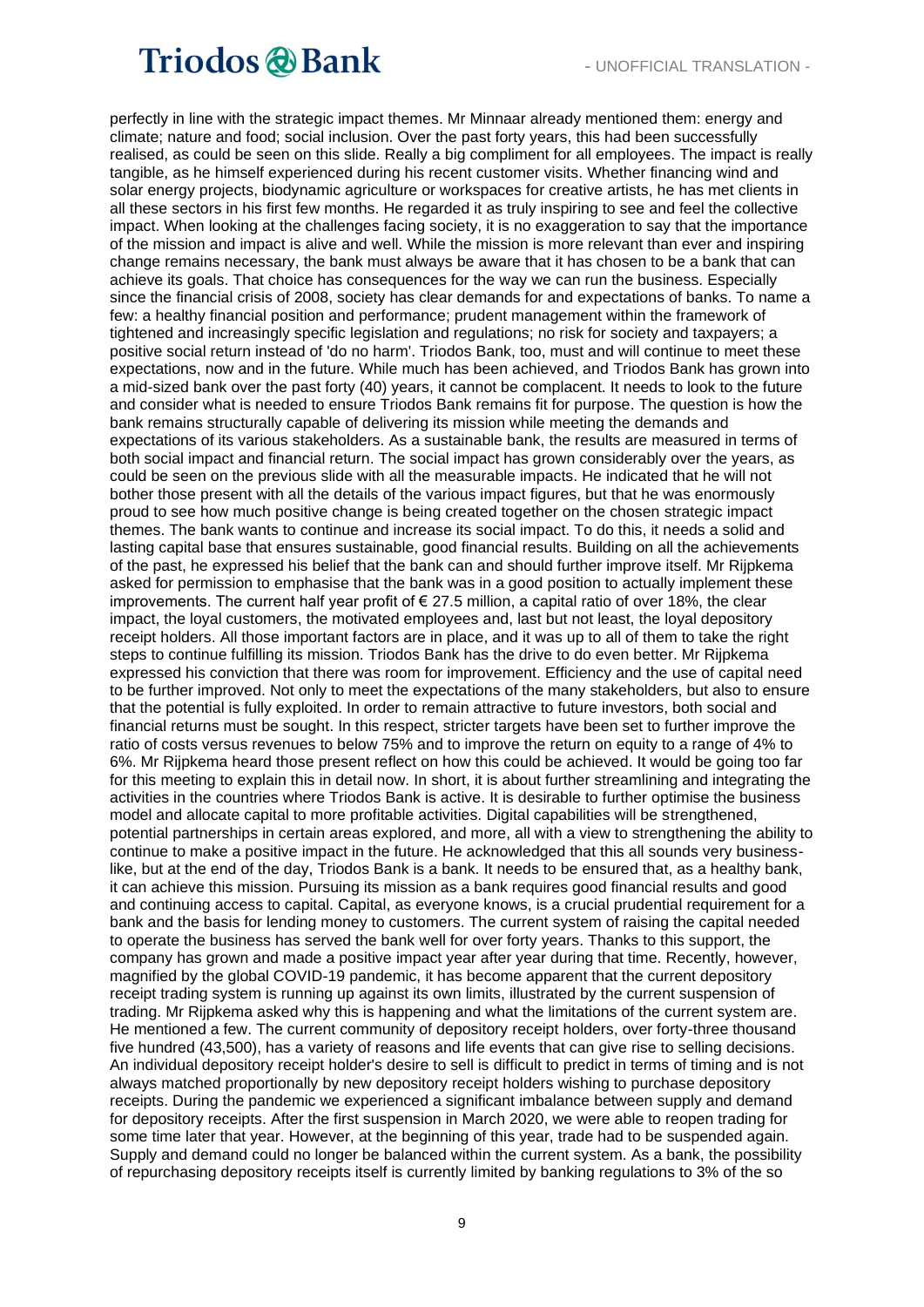perfectly in line with the strategic impact themes. Mr Minnaar already mentioned them: energy and climate; nature and food; social inclusion. Over the past forty years, this had been successfully realised, as could be seen on this slide. Really a big compliment for all employees. The impact is really tangible, as he himself experienced during his recent customer visits. Whether financing wind and solar energy projects, biodynamic agriculture or workspaces for creative artists, he has met clients in all these sectors in his first few months. He regarded it as truly inspiring to see and feel the collective impact. When looking at the challenges facing society, it is no exaggeration to say that the importance of the mission and impact is alive and well. While the mission is more relevant than ever and inspiring change remains necessary, the bank must always be aware that it has chosen to be a bank that can achieve its goals. That choice has consequences for the way we can run the business. Especially since the financial crisis of 2008, society has clear demands for and expectations of banks. To name a few: a healthy financial position and performance; prudent management within the framework of tightened and increasingly specific legislation and regulations; no risk for society and taxpayers; a positive social return instead of 'do no harm'. Triodos Bank, too, must and will continue to meet these expectations, now and in the future. While much has been achieved, and Triodos Bank has grown into a mid-sized bank over the past forty (40) years, it cannot be complacent. It needs to look to the future and consider what is needed to ensure Triodos Bank remains fit for purpose. The question is how the bank remains structurally capable of delivering its mission while meeting the demands and expectations of its various stakeholders. As a sustainable bank, the results are measured in terms of both social impact and financial return. The social impact has grown considerably over the years, as could be seen on the previous slide with all the measurable impacts. He indicated that he will not bother those present with all the details of the various impact figures, but that he was enormously proud to see how much positive change is being created together on the chosen strategic impact themes. The bank wants to continue and increase its social impact. To do this, it needs a solid and lasting capital base that ensures sustainable, good financial results. Building on all the achievements of the past, he expressed his belief that the bank can and should further improve itself. Mr Rijpkema asked for permission to emphasise that the bank was in a good position to actually implement these improvements. The current half year profit of € 27.5 million, a capital ratio of over 18%, the clear impact, the loyal customers, the motivated employees and, last but not least, the loyal depository receipt holders. All those important factors are in place, and it was up to all of them to take the right steps to continue fulfilling its mission. Triodos Bank has the drive to do even better. Mr Rijpkema expressed his conviction that there was room for improvement. Efficiency and the use of capital need to be further improved. Not only to meet the expectations of the many stakeholders, but also to ensure that the potential is fully exploited. In order to remain attractive to future investors, both social and financial returns must be sought. In this respect, stricter targets have been set to further improve the ratio of costs versus revenues to below 75% and to improve the return on equity to a range of 4% to 6%. Mr Rijpkema heard those present reflect on how this could be achieved. It would be going too far for this meeting to explain this in detail now. In short, it is about further streamlining and integrating the activities in the countries where Triodos Bank is active. It is desirable to further optimise the business model and allocate capital to more profitable activities. Digital capabilities will be strengthened, potential partnerships in certain areas explored, and more, all with a view to strengthening the ability to continue to make a positive impact in the future. He acknowledged that this all sounds very business-like, but at the end of the day, Triodos Bank is a bank. It needs to be ensured that, as a healthy bank, it can achieve this mission. Pursuing its mission as a bank requires good financial results and good and continuing access to capital. Capital, as everyone knows, is a crucial prudential requirement for a bank and the basis for lending money to customers. The current system of raising the capital needed to operate the business has served the bank well for over forty years. Thanks to this support, the company has grown and made a positive impact year after year during that time. Recently, however, magnified by the global COVID-19 pandemic, it has become apparent that the current depository receipt trading system is running up against its own limits, illustrated by the current suspension of trading. Mr Rijpkema asked why this is happening and what the limitations of the current system are. He mentioned a few. The current community of depository receipt holders, over forty-three thousand five hundred (43,500), has a variety of reasons and life events that can give rise to selling decisions. An individual depository receipt holder's desire to sell is difficult to predict in terms of timing and is not always matched proportionally by new depository receipt holders wishing to purchase depository receipts. During the pandemic we experienced a significant imbalance between supply and demand for depository receipts. After the first suspension in March 2020, we were able to reopen trading for some time later that year. However, at the beginning of this year, trade had to be suspended again. Supply and demand could no longer be balanced within the current system. As a bank, the possibility of repurchasing depository receipts itself is currently limited by banking regulations to 3% of the so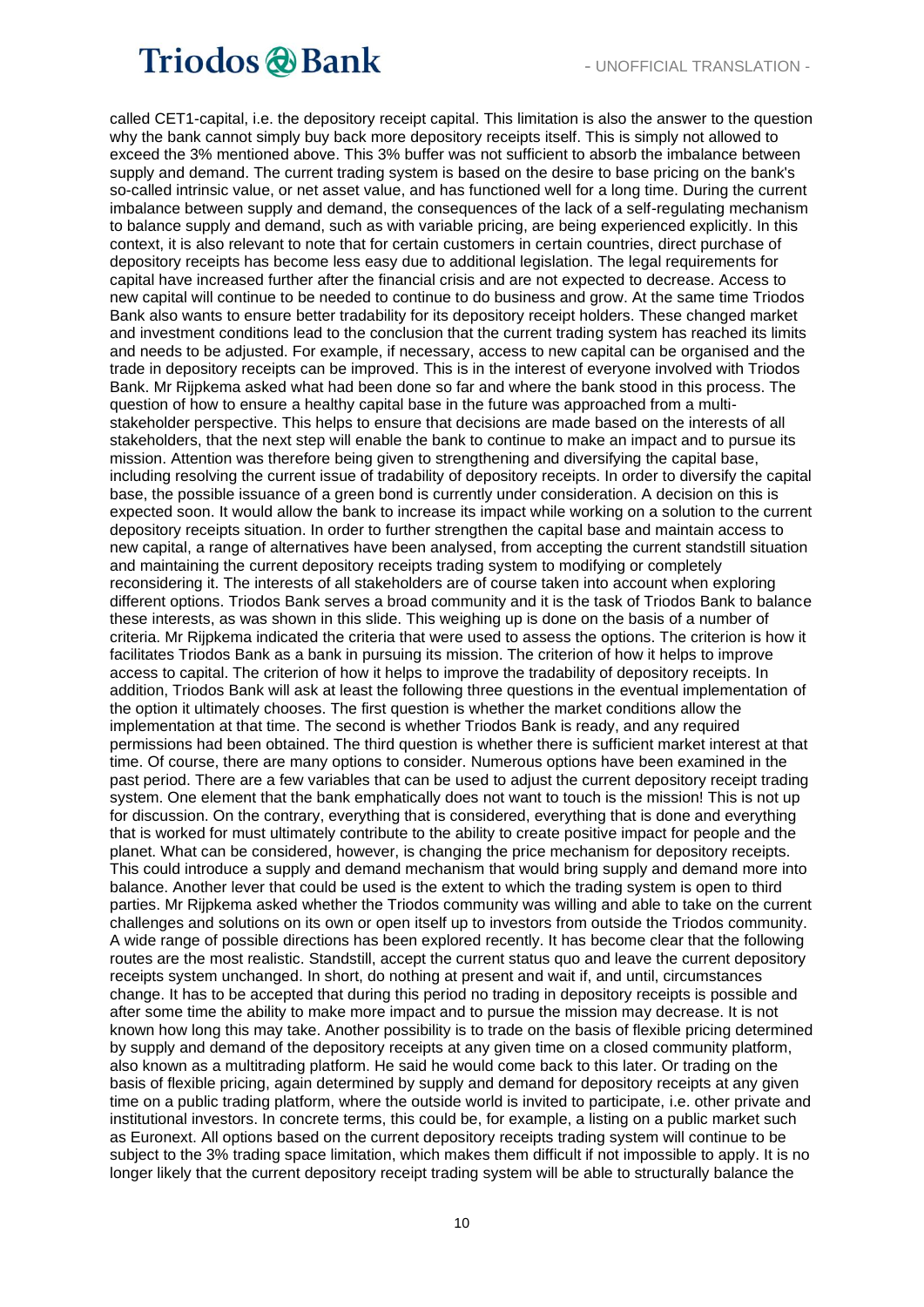called CET1-capital, i.e. the depository receipt capital. This limitation is also the answer to the question why the bank cannot simply buy back more depository receipts itself. This is simply not allowed to exceed the 3% mentioned above. This 3% buffer was not sufficient to absorb the imbalance between supply and demand. The current trading system is based on the desire to base pricing on the bank's so-called intrinsic value, or net asset value, and has functioned well for a long time. During the current imbalance between supply and demand, the consequences of the lack of a self-regulating mechanism to balance supply and demand, such as with variable pricing, are being experienced explicitly. In this context, it is also relevant to note that for certain customers in certain countries, direct purchase of depository receipts has become less easy due to additional legislation. The legal requirements for capital have increased further after the financial crisis and are not expected to decrease. Access to new capital will continue to be needed to continue to do business and grow. At the same time Triodos Bank also wants to ensure better tradability for its depository receipt holders. These changed market and investment conditions lead to the conclusion that the current trading system has reached its limits and needs to be adjusted. For example, if necessary, access to new capital can be organised and the trade in depository receipts can be improved. This is in the interest of everyone involved with Triodos Bank. Mr Rijpkema asked what had been done so far and where the bank stood in this process. The question of how to ensure a healthy capital base in the future was approached from a multi-stakeholder perspective. This helps to ensure that decisions are made based on the interests of all stakeholders, that the next step will enable the bank to continue to make an impact and to pursue its mission. Attention was therefore being given to strengthening and diversifying the capital base, including resolving the current issue of tradability of depository receipts. In order to diversify the capital base, the possible issuance of a green bond is currently under consideration. A decision on this is expected soon. It would allow the bank to increase its impact while working on a solution to the current depository receipts situation. In order to further strengthen the capital base and maintain access to new capital, a range of alternatives have been analysed, from accepting the current standstill situation and maintaining the current depository receipts trading system to modifying or completely reconsidering it. The interests of all stakeholders are of course taken into account when exploring different options. Triodos Bank serves a broad community and it is the task of Triodos Bank to balance these interests, as was shown in this slide. This weighing up is done on the basis of a number of criteria. Mr Rijpkema indicated the criteria that were used to assess the options. The criterion is how it facilitates Triodos Bank as a bank in pursuing its mission. The criterion of how it helps to improve access to capital. The criterion of how it helps to improve the tradability of depository receipts. In addition, Triodos Bank will ask at least the following three questions in the eventual implementation of the option it ultimately chooses. The first question is whether the market conditions allow the implementation at that time. The second is whether Triodos Bank is ready, and any required permissions had been obtained. The third question is whether there is sufficient market interest at that time. Of course, there are many options to consider. Numerous options have been examined in the past period. There are a few variables that can be used to adjust the current depository receipt trading system. One element that the bank emphatically does not want to touch is the mission! This is not up for discussion. On the contrary, everything that is considered, everything that is done and everything that is worked for must ultimately contribute to the ability to create positive impact for people and the planet. What can be considered, however, is changing the price mechanism for depository receipts. This could introduce a supply and demand mechanism that would bring supply and demand more into balance. Another lever that could be used is the extent to which the trading system is open to third parties. Mr Rijpkema asked whether the Triodos community was willing and able to take on the current challenges and solutions on its own or open itself up to investors from outside the Triodos community. A wide range of possible directions has been explored recently. It has become clear that the following routes are the most realistic. Standstill, accept the current status quo and leave the current depository receipts system unchanged. In short, do nothing at present and wait if, and until, circumstances change. It has to be accepted that during this period no trading in depository receipts is possible and after some time the ability to make more impact and to pursue the mission may decrease. It is not known how long this may take. Another possibility is to trade on the basis of flexible pricing determined by supply and demand of the depository receipts at any given time on a closed community platform, also known as a multitrading platform. He said he would come back to this later. Or trading on the basis of flexible pricing, again determined by supply and demand for depository receipts at any given time on a public trading platform, where the outside world is invited to participate, i.e. other private and institutional investors. In concrete terms, this could be, for example, a listing on a public market such as Euronext. All options based on the current depository receipts trading system will continue to be subject to the 3% trading space limitation, which makes them difficult if not impossible to apply. It is no longer likely that the current depository receipt trading system will be able to structurally balance the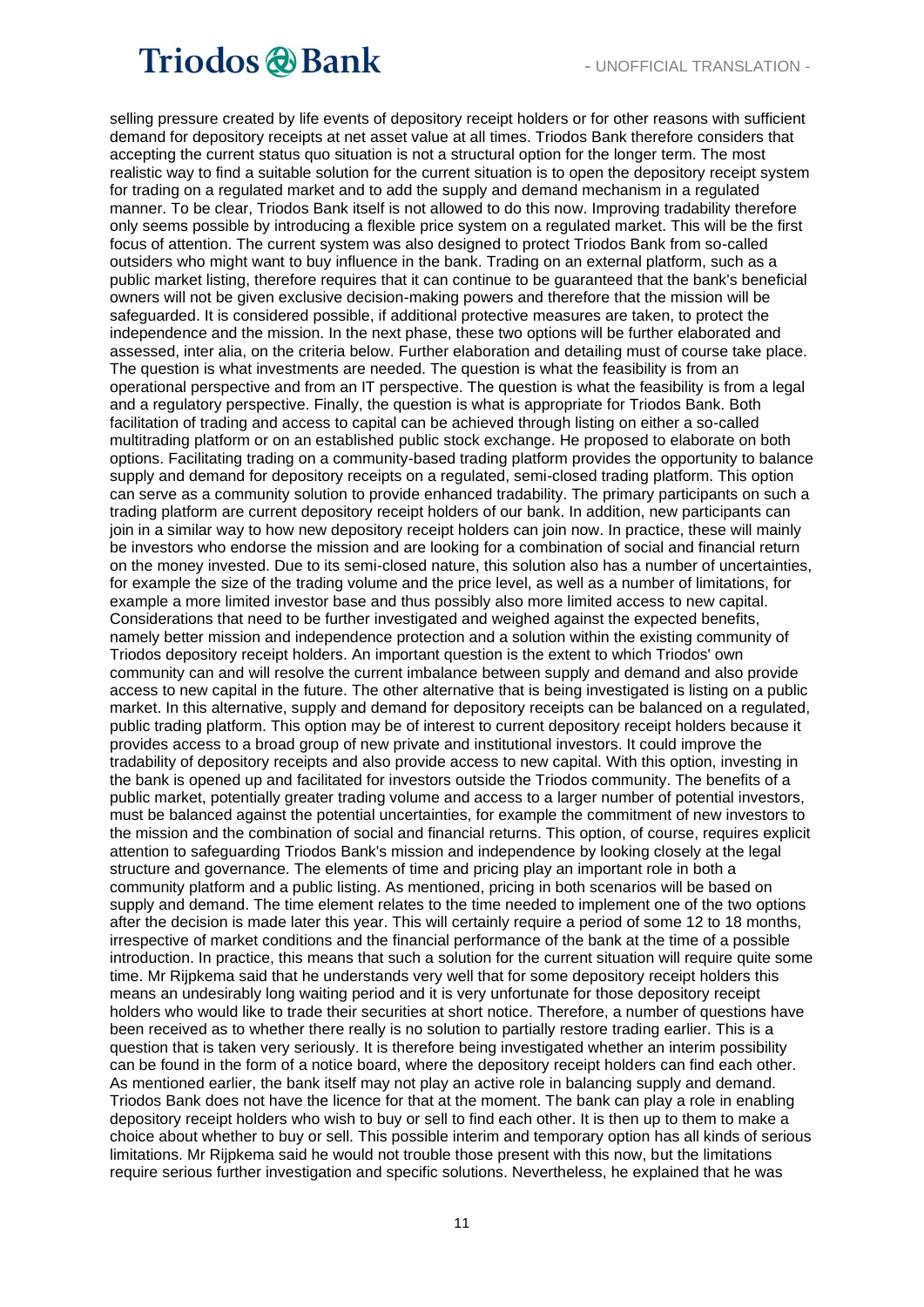selling pressure created by life events of depository receipt holders or for other reasons with sufficient demand for depository receipts at net asset value at all times. Triodos Bank therefore considers that accepting the current status quo situation is not a structural option for the longer term. The most realistic way to find a suitable solution for the current situation is to open the depository receipt system for trading on a regulated market and to add the supply and demand mechanism in a regulated manner. To be clear, Triodos Bank itself is not allowed to do this now. Improving tradability therefore only seems possible by introducing a flexible price system on a regulated market. This will be the first focus of attention. The current system was also designed to protect Triodos Bank from so-called outsiders who might want to buy influence in the bank. Trading on an external platform, such as a public market listing, therefore requires that it can continue to be guaranteed that the bank's beneficial owners will not be given exclusive decision-making powers and therefore that the mission will be safeguarded. It is considered possible, if additional protective measures are taken, to protect the independence and the mission. In the next phase, these two options will be further elaborated and assessed, inter alia, on the criteria below. Further elaboration and detailing must of course take place. The question is what investments are needed. The question is what the feasibility is from an operational perspective and from an IT perspective. The question is what the feasibility is from a legal and a regulatory perspective. Finally, the question is what is appropriate for Triodos Bank. Both facilitation of trading and access to capital can be achieved through listing on either a so-called multitrading platform or on an established public stock exchange. He proposed to elaborate on both options. Facilitating trading on a community-based trading platform provides the opportunity to balance supply and demand for depository receipts on a regulated, semi-closed trading platform. This option can serve as a community solution to provide enhanced tradability. The primary participants on such a trading platform are current depository receipt holders of our bank. In addition, new participants can join in a similar way to how new depository receipt holders can join now. In practice, these will mainly be investors who endorse the mission and are looking for a combination of social and financial return on the money invested. Due to its semi-closed nature, this solution also has a number of uncertainties, for example the size of the trading volume and the price level, as well as a number of limitations, for example a more limited investor base and thus possibly also more limited access to new capital. Considerations that need to be further investigated and weighed against the expected benefits, namely better mission and independence protection and a solution within the existing community of Triodos depository receipt holders. An important question is the extent to which Triodos' own community can and will resolve the current imbalance between supply and demand and also provide access to new capital in the future. The other alternative that is being investigated is listing on a public market. In this alternative, supply and demand for depository receipts can be balanced on a regulated, public trading platform. This option may be of interest to current depository receipt holders because it provides access to a broad group of new private and institutional investors. It could improve the tradability of depository receipts and also provide access to new capital. With this option, investing in the bank is opened up and facilitated for investors outside the Triodos community. The benefits of a public market, potentially greater trading volume and access to a larger number of potential investors, must be balanced against the potential uncertainties, for example the commitment of new investors to the mission and the combination of social and financial returns. This option, of course, requires explicit attention to safeguarding Triodos Bank's mission and independence by looking closely at the legal structure and governance. The elements of time and pricing play an important role in both a community platform and a public listing. As mentioned, pricing in both scenarios will be based on supply and demand. The time element relates to the time needed to implement one of the two options after the decision is made later this year. This will certainly require a period of some 12 to 18 months, irrespective of market conditions and the financial performance of the bank at the time of a possible introduction. In practice, this means that such a solution for the current situation will require quite some time. Mr Rijpkema said that he understands very well that for some depository receipt holders this means an undesirably long waiting period and it is very unfortunate for those depository receipt holders who would like to trade their securities at short notice. Therefore, a number of questions have been received as to whether there really is no solution to partially restore trading earlier. This is a question that is taken very seriously. It is therefore being investigated whether an interim possibility can be found in the form of a notice board, where the depository receipt holders can find each other. As mentioned earlier, the bank itself may not play an active role in balancing supply and demand. Triodos Bank does not have the licence for that at the moment. The bank can play a role in enabling depository receipt holders who wish to buy or sell to find each other. It is then up to them to make a choice about whether to buy or sell. This possible interim and temporary option has all kinds of serious limitations. Mr Rijpkema said he would not trouble those present with this now, but the limitations require serious further investigation and specific solutions. Nevertheless, he explained that he was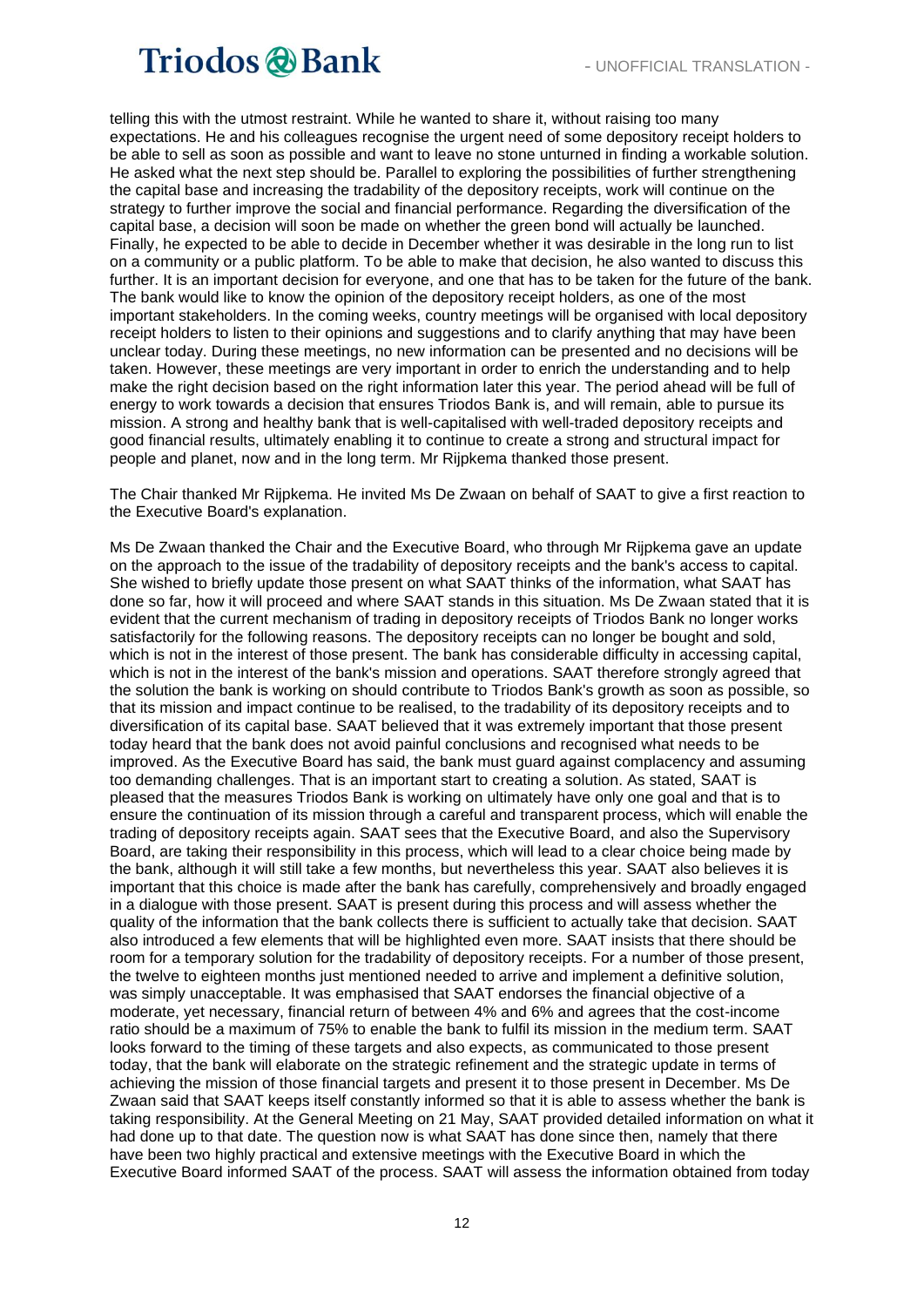telling this with the utmost restraint. While he wanted to share it, without raising too many expectations. He and his colleagues recognise the urgent need of some depository receipt holders to be able to sell as soon as possible and want to leave no stone unturned in finding a workable solution. He asked what the next step should be. Parallel to exploring the possibilities of further strengthening the capital base and increasing the tradability of the depository receipts, work will continue on the strategy to further improve the social and financial performance. Regarding the diversification of the capital base, a decision will soon be made on whether the green bond will actually be launched. Finally, he expected to be able to decide in December whether it was desirable in the long run to list on a community or a public platform. To be able to make that decision, he also wanted to discuss this further. It is an important decision for everyone, and one that has to be taken for the future of the bank. The bank would like to know the opinion of the depository receipt holders, as one of the most important stakeholders. In the coming weeks, country meetings will be organised with local depository receipt holders to listen to their opinions and suggestions and to clarify anything that may have been unclear today. During these meetings, no new information can be presented and no decisions will be taken. However, these meetings are very important in order to enrich the understanding and to help make the right decision based on the right information later this year. The period ahead will be full of energy to work towards a decision that ensures Triodos Bank is, and will remain, able to pursue its mission. A strong and healthy bank that is well-capitalised with well-traded depository receipts and good financial results, ultimately enabling it to continue to create a strong and structural impact for people and planet, now and in the long term. Mr Rijpkema thanked those present.

The Chair thanked Mr Rijpkema. He invited Ms De Zwaan on behalf of SAAT to give a first reaction to the Executive Board's explanation.

Ms De Zwaan thanked the Chair and the Executive Board, who through Mr Rijpkema gave an update on the approach to the issue of the tradability of depository receipts and the bank's access to capital. She wished to briefly update those present on what SAAT thinks of the information, what SAAT has done so far, how it will proceed and where SAAT stands in this situation. Ms De Zwaan stated that it is evident that the current mechanism of trading in depository receipts of Triodos Bank no longer works satisfactorily for the following reasons. The depository receipts can no longer be bought and sold, which is not in the interest of those present. The bank has considerable difficulty in accessing capital, which is not in the interest of the bank's mission and operations. SAAT therefore strongly agreed that the solution the bank is working on should contribute to Triodos Bank's growth as soon as possible, so that its mission and impact continue to be realised, to the tradability of its depository receipts and to diversification of its capital base. SAAT believed that it was extremely important that those present today heard that the bank does not avoid painful conclusions and recognised what needs to be improved. As the Executive Board has said, the bank must guard against complacency and assuming too demanding challenges. That is an important start to creating a solution. As stated, SAAT is pleased that the measures Triodos Bank is working on ultimately have only one goal and that is to ensure the continuation of its mission through a careful and transparent process, which will enable the trading of depository receipts again. SAAT sees that the Executive Board, and also the Supervisory Board, are taking their responsibility in this process, which will lead to a clear choice being made by the bank, although it will still take a few months, but nevertheless this year. SAAT also believes it is important that this choice is made after the bank has carefully, comprehensively and broadly engaged in a dialogue with those present. SAAT is present during this process and will assess whether the quality of the information that the bank collects there is sufficient to actually take that decision. SAAT also introduced a few elements that will be highlighted even more. SAAT insists that there should be room for a temporary solution for the tradability of depository receipts. For a number of those present, the twelve to eighteen months just mentioned needed to arrive and implement a definitive solution, was simply unacceptable. It was emphasised that SAAT endorses the financial objective of a moderate, yet necessary, financial return of between 4% and 6% and agrees that the cost-income ratio should be a maximum of 75% to enable the bank to fulfil its mission in the medium term. SAAT looks forward to the timing of these targets and also expects, as communicated to those present today, that the bank will elaborate on the strategic refinement and the strategic update in terms of achieving the mission of those financial targets and present it to those present in December. Ms De Zwaan said that SAAT keeps itself constantly informed so that it is able to assess whether the bank is taking responsibility. At the General Meeting on 21 May, SAAT provided detailed information on what it had done up to that date. The question now is what SAAT has done since then, namely that there have been two highly practical and extensive meetings with the Executive Board in which the Executive Board informed SAAT of the process. SAAT will assess the information obtained from today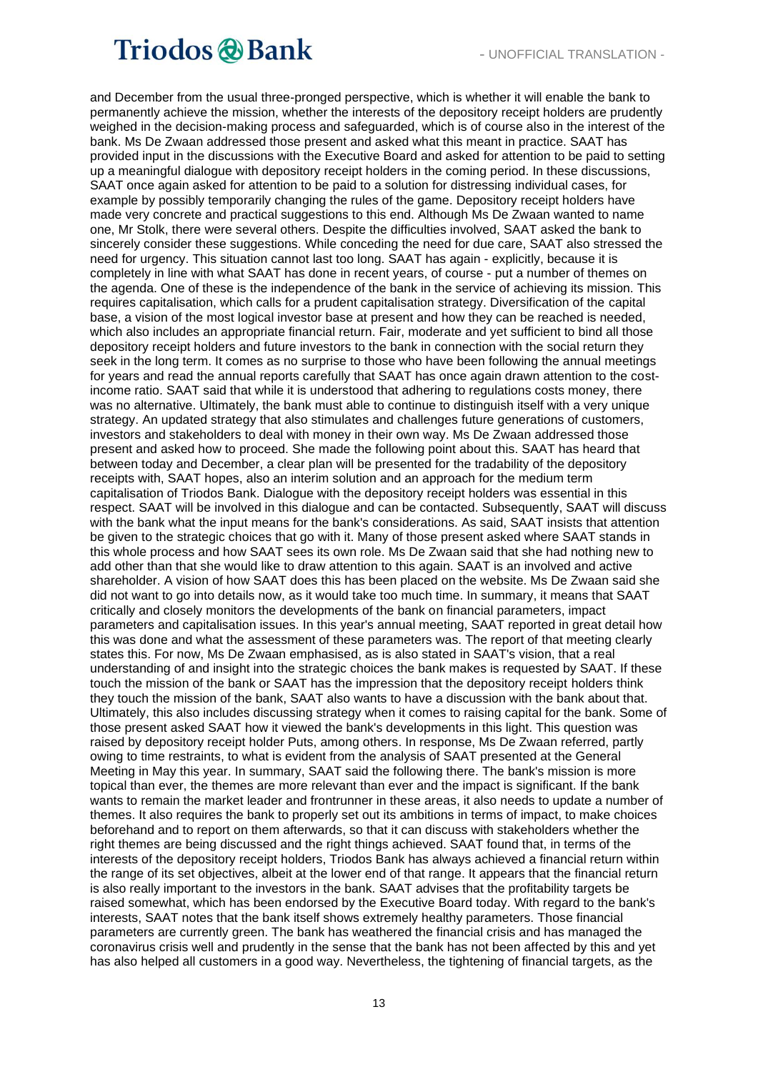and December from the usual three-pronged perspective, which is whether it will enable the bank to permanently achieve the mission, whether the interests of the depository receipt holders are prudently weighed in the decision-making process and safeguarded, which is of course also in the interest of the bank. Ms De Zwaan addressed those present and asked what this meant in practice. SAAT has provided input in the discussions with the Executive Board and asked for attention to be paid to setting up a meaningful dialogue with depository receipt holders in the coming period. In these discussions, SAAT once again asked for attention to be paid to a solution for distressing individual cases, for example by possibly temporarily changing the rules of the game. Depository receipt holders have made very concrete and practical suggestions to this end. Although Ms De Zwaan wanted to name one, Mr Stolk, there were several others. Despite the difficulties involved, SAAT asked the bank to sincerely consider these suggestions. While conceding the need for due care, SAAT also stressed the need for urgency. This situation cannot last too long. SAAT has again - explicitly, because it is completely in line with what SAAT has done in recent years, of course - put a number of themes on the agenda. One of these is the independence of the bank in the service of achieving its mission. This requires capitalisation, which calls for a prudent capitalisation strategy. Diversification of the capital base, a vision of the most logical investor base at present and how they can be reached is needed, which also includes an appropriate financial return. Fair, moderate and yet sufficient to bind all those depository receipt holders and future investors to the bank in connection with the social return they seek in the long term. It comes as no surprise to those who have been following the annual meetings for years and read the annual reports carefully that SAAT has once again drawn attention to the cost-income ratio. SAAT said that while it is understood that adhering to regulations costs money, there was no alternative. Ultimately, the bank must able to continue to distinguish itself with a very unique strategy. An updated strategy that also stimulates and challenges future generations of customers, investors and stakeholders to deal with money in their own way. Ms De Zwaan addressed those present and asked how to proceed. She made the following point about this. SAAT has heard that between today and December, a clear plan will be presented for the tradability of the depository receipts with, SAAT hopes, also an interim solution and an approach for the medium term capitalisation of Triodos Bank. Dialogue with the depository receipt holders was essential in this respect. SAAT will be involved in this dialogue and can be contacted. Subsequently, SAAT will discuss with the bank what the input means for the bank's considerations. As said, SAAT insists that attention be given to the strategic choices that go with it. Many of those present asked where SAAT stands in this whole process and how SAAT sees its own role. Ms De Zwaan said that she had nothing new to add other than that she would like to draw attention to this again. SAAT is an involved and active shareholder. A vision of how SAAT does this has been placed on the website. Ms De Zwaan said she did not want to go into details now, as it would take too much time. In summary, it means that SAAT critically and closely monitors the developments of the bank on financial parameters, impact parameters and capitalisation issues. In this year's annual meeting, SAAT reported in great detail how this was done and what the assessment of these parameters was. The report of that meeting clearly states this. For now, Ms De Zwaan emphasised, as is also stated in SAAT's vision, that a real understanding of and insight into the strategic choices the bank makes is requested by SAAT. If these touch the mission of the bank or SAAT has the impression that the depository receipt holders think they touch the mission of the bank, SAAT also wants to have a discussion with the bank about that. Ultimately, this also includes discussing strategy when it comes to raising capital for the bank. Some of those present asked SAAT how it viewed the bank's developments in this light. This question was raised by depository receipt holder Puts, among others. In response, Ms De Zwaan referred, partly owing to time restraints, to what is evident from the analysis of SAAT presented at the General Meeting in May this year. In summary, SAAT said the following there. The bank's mission is more topical than ever, the themes are more relevant than ever and the impact is significant. If the bank wants to remain the market leader and frontrunner in these areas, it also needs to update a number of themes. It also requires the bank to properly set out its ambitions in terms of impact, to make choices beforehand and to report on them afterwards, so that it can discuss with stakeholders whether the right themes are being discussed and the right things achieved. SAAT found that, in terms of the interests of the depository receipt holders, Triodos Bank has always achieved a financial return within the range of its set objectives, albeit at the lower end of that range. It appears that the financial return is also really important to the investors in the bank. SAAT advises that the profitability targets be raised somewhat, which has been endorsed by the Executive Board today. With regard to the bank's interests, SAAT notes that the bank itself shows extremely healthy parameters. Those financial parameters are currently green. The bank has weathered the financial crisis and has managed the coronavirus crisis well and prudently in the sense that the bank has not been affected by this and yet has also helped all customers in a good way. Nevertheless, the tightening of financial targets, as the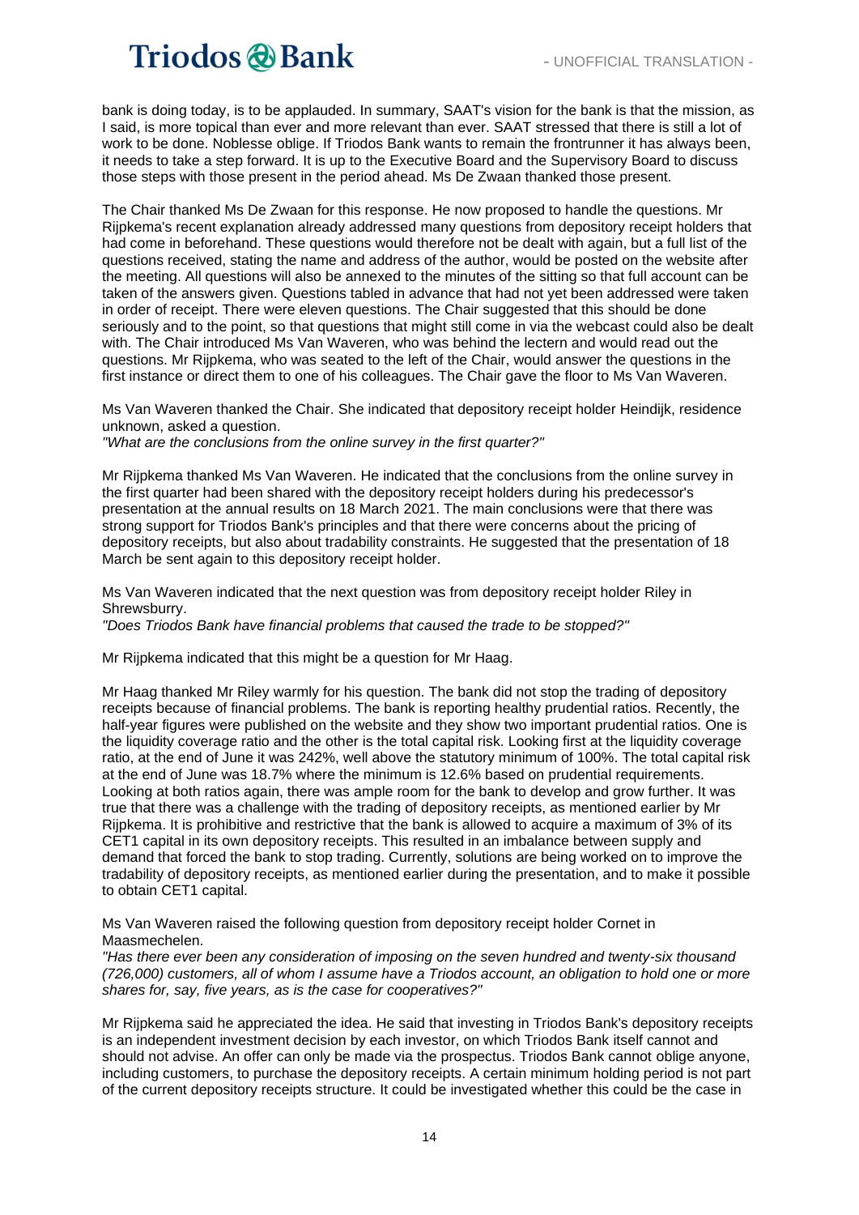bank is doing today, is to be applauded. In summary, SAAT's vision for the bank is that the mission, as I said, is more topical than ever and more relevant than ever. SAAT stressed that there is still a lot of work to be done. Noblesse oblige. If Triodos Bank wants to remain the frontrunner it has always been, it needs to take a step forward. It is up to the Executive Board and the Supervisory Board to discuss those steps with those present in the period ahead. Ms De Zwaan thanked those present.

The Chair thanked Ms De Zwaan for this response. He now proposed to handle the questions. Mr Rijpkema's recent explanation already addressed many questions from depository receipt holders that had come in beforehand. These questions would therefore not be dealt with again, but a full list of the questions received, stating the name and address of the author, would be posted on the website after the meeting. All questions will also be annexed to the minutes of the sitting so that full account can be taken of the answers given. Questions tabled in advance that had not yet been addressed were taken in order of receipt. There were eleven questions. The Chair suggested that this should be done seriously and to the point, so that questions that might still come in via the webcast could also be dealt with. The Chair introduced Ms Van Waveren, who was behind the lectern and would read out the questions. Mr Rijpkema, who was seated to the left of the Chair, would answer the questions in the first instance or direct them to one of his colleagues. The Chair gave the floor to Ms Van Waveren.

Ms Van Waveren thanked the Chair. She indicated that depository receipt holder Heindijk, residence unknown, asked a question.
*"What are the conclusions from the online survey in the first quarter?"*

Mr Rijpkema thanked Ms Van Waveren. He indicated that the conclusions from the online survey in the first quarter had been shared with the depository receipt holders during his predecessor's presentation at the annual results on 18 March 2021. The main conclusions were that there was strong support for Triodos Bank's principles and that there were concerns about the pricing of depository receipts, but also about tradability constraints. He suggested that the presentation of 18 March be sent again to this depository receipt holder.

Ms Van Waveren indicated that the next question was from depository receipt holder Riley in Shrewsburry.
*"Does Triodos Bank have financial problems that caused the trade to be stopped?"*

Mr Rijpkema indicated that this might be a question for Mr Haag.

Mr Haag thanked Mr Riley warmly for his question. The bank did not stop the trading of depository receipts because of financial problems. The bank is reporting healthy prudential ratios. Recently, the half-year figures were published on the website and they show two important prudential ratios. One is the liquidity coverage ratio and the other is the total capital risk. Looking first at the liquidity coverage ratio, at the end of June it was 242%, well above the statutory minimum of 100%. The total capital risk at the end of June was 18.7% where the minimum is 12.6% based on prudential requirements. Looking at both ratios again, there was ample room for the bank to develop and grow further. It was true that there was a challenge with the trading of depository receipts, as mentioned earlier by Mr Rijpkema. It is prohibitive and restrictive that the bank is allowed to acquire a maximum of 3% of its CET1 capital in its own depository receipts. This resulted in an imbalance between supply and demand that forced the bank to stop trading. Currently, solutions are being worked on to improve the tradability of depository receipts, as mentioned earlier during the presentation, and to make it possible to obtain CET1 capital.

Ms Van Waveren raised the following question from depository receipt holder Cornet in Maasmechelen.
*"Has there ever been any consideration of imposing on the seven hundred and twenty-six thousand (726,000) customers, all of whom I assume have a Triodos account, an obligation to hold one or more shares for, say, five years, as is the case for cooperatives?"*

Mr Rijpkema said he appreciated the idea. He said that investing in Triodos Bank's depository receipts is an independent investment decision by each investor, on which Triodos Bank itself cannot and should not advise. An offer can only be made via the prospectus. Triodos Bank cannot oblige anyone, including customers, to purchase the depository receipts. A certain minimum holding period is not part of the current depository receipts structure. It could be investigated whether this could be the case in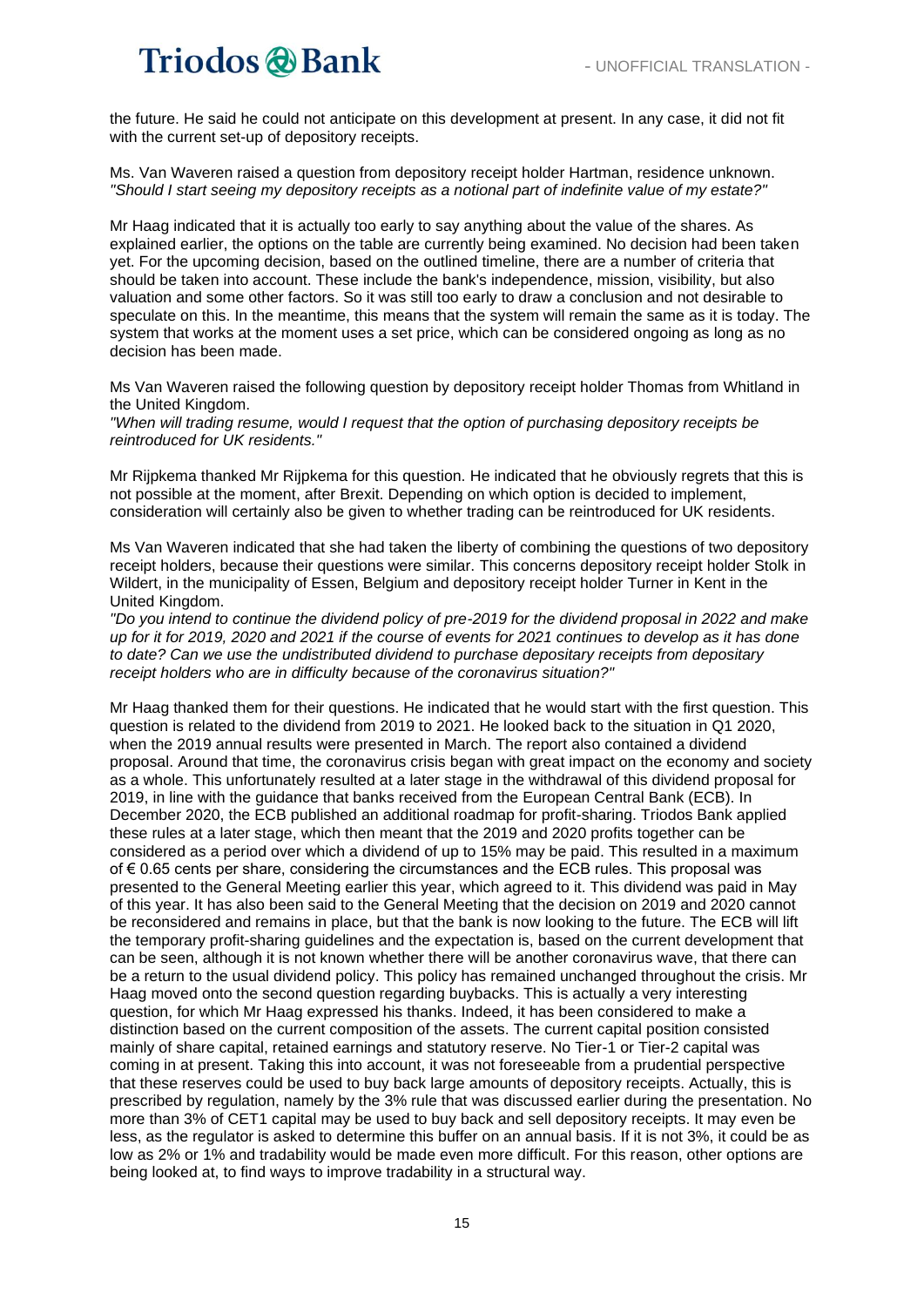the future. He said he could not anticipate on this development at present. In any case, it did not fit with the current set-up of depository receipts.

Ms. Van Waveren raised a question from depository receipt holder Hartman, residence unknown. *"Should I start seeing my depository receipts as a notional part of indefinite value of my estate?"*

Mr Haag indicated that it is actually too early to say anything about the value of the shares. As explained earlier, the options on the table are currently being examined. No decision had been taken yet. For the upcoming decision, based on the outlined timeline, there are a number of criteria that should be taken into account. These include the bank's independence, mission, visibility, but also valuation and some other factors. So it was still too early to draw a conclusion and not desirable to speculate on this. In the meantime, this means that the system will remain the same as it is today. The system that works at the moment uses a set price, which can be considered ongoing as long as no decision has been made.

Ms Van Waveren raised the following question by depository receipt holder Thomas from Whitland in the United Kingdom.
*"When will trading resume, would I request that the option of purchasing depository receipts be reintroduced for UK residents."*

Mr Rijpkema thanked Mr Rijpkema for this question. He indicated that he obviously regrets that this is not possible at the moment, after Brexit. Depending on which option is decided to implement, consideration will certainly also be given to whether trading can be reintroduced for UK residents.

Ms Van Waveren indicated that she had taken the liberty of combining the questions of two depository receipt holders, because their questions were similar. This concerns depository receipt holder Stolk in Wildert, in the municipality of Essen, Belgium and depository receipt holder Turner in Kent in the United Kingdom.
*"Do you intend to continue the dividend policy of pre-2019 for the dividend proposal in 2022 and make up for it for 2019, 2020 and 2021 if the course of events for 2021 continues to develop as it has done to date? Can we use the undistributed dividend to purchase depositary receipts from depositary receipt holders who are in difficulty because of the coronavirus situation?"*

Mr Haag thanked them for their questions. He indicated that he would start with the first question. This question is related to the dividend from 2019 to 2021. He looked back to the situation in Q1 2020, when the 2019 annual results were presented in March. The report also contained a dividend proposal. Around that time, the coronavirus crisis began with great impact on the economy and society as a whole. This unfortunately resulted at a later stage in the withdrawal of this dividend proposal for 2019, in line with the guidance that banks received from the European Central Bank (ECB). In December 2020, the ECB published an additional roadmap for profit-sharing. Triodos Bank applied these rules at a later stage, which then meant that the 2019 and 2020 profits together can be considered as a period over which a dividend of up to 15% may be paid. This resulted in a maximum of € 0.65 cents per share, considering the circumstances and the ECB rules. This proposal was presented to the General Meeting earlier this year, which agreed to it. This dividend was paid in May of this year. It has also been said to the General Meeting that the decision on 2019 and 2020 cannot be reconsidered and remains in place, but that the bank is now looking to the future. The ECB will lift the temporary profit-sharing guidelines and the expectation is, based on the current development that can be seen, although it is not known whether there will be another coronavirus wave, that there can be a return to the usual dividend policy. This policy has remained unchanged throughout the crisis. Mr Haag moved onto the second question regarding buybacks. This is actually a very interesting question, for which Mr Haag expressed his thanks. Indeed, it has been considered to make a distinction based on the current composition of the assets. The current capital position consisted mainly of share capital, retained earnings and statutory reserve. No Tier-1 or Tier-2 capital was coming in at present. Taking this into account, it was not foreseeable from a prudential perspective that these reserves could be used to buy back large amounts of depository receipts. Actually, this is prescribed by regulation, namely by the 3% rule that was discussed earlier during the presentation. No more than 3% of CET1 capital may be used to buy back and sell depository receipts. It may even be less, as the regulator is asked to determine this buffer on an annual basis. If it is not 3%, it could be as low as 2% or 1% and tradability would be made even more difficult. For this reason, other options are being looked at, to find ways to improve tradability in a structural way.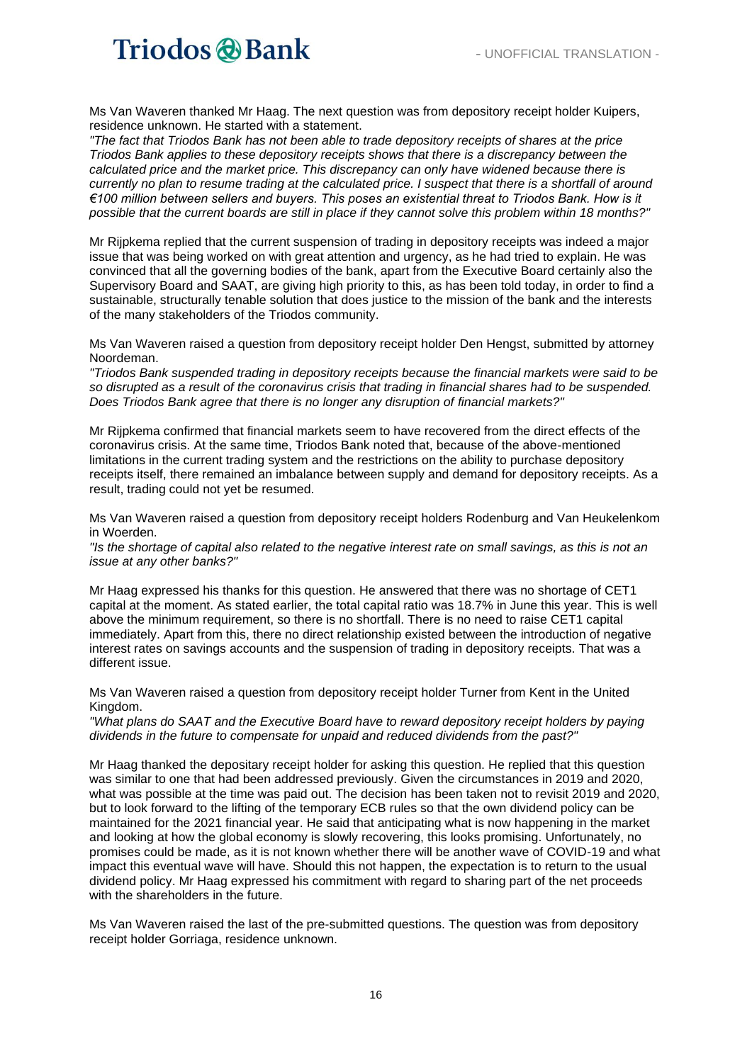Ms Van Waveren thanked Mr Haag. The next question was from depository receipt holder Kuipers, residence unknown. He started with a statement.

*"The fact that Triodos Bank has not been able to trade depository receipts of shares at the price Triodos Bank applies to these depository receipts shows that there is a discrepancy between the calculated price and the market price. This discrepancy can only have widened because there is currently no plan to resume trading at the calculated price. I suspect that there is a shortfall of around €100 million between sellers and buyers. This poses an existential threat to Triodos Bank. How is it possible that the current boards are still in place if they cannot solve this problem within 18 months?"*

Mr Rijpkema replied that the current suspension of trading in depository receipts was indeed a major issue that was being worked on with great attention and urgency, as he had tried to explain. He was convinced that all the governing bodies of the bank, apart from the Executive Board certainly also the Supervisory Board and SAAT, are giving high priority to this, as has been told today, in order to find a sustainable, structurally tenable solution that does justice to the mission of the bank and the interests of the many stakeholders of the Triodos community.

Ms Van Waveren raised a question from depository receipt holder Den Hengst, submitted by attorney Noordeman.

*"Triodos Bank suspended trading in depository receipts because the financial markets were said to be so disrupted as a result of the coronavirus crisis that trading in financial shares had to be suspended. Does Triodos Bank agree that there is no longer any disruption of financial markets?"*

Mr Rijpkema confirmed that financial markets seem to have recovered from the direct effects of the coronavirus crisis. At the same time, Triodos Bank noted that, because of the above-mentioned limitations in the current trading system and the restrictions on the ability to purchase depository receipts itself, there remained an imbalance between supply and demand for depository receipts. As a result, trading could not yet be resumed.

Ms Van Waveren raised a question from depository receipt holders Rodenburg and Van Heukelenkom in Woerden.

*"Is the shortage of capital also related to the negative interest rate on small savings, as this is not an issue at any other banks?"*

Mr Haag expressed his thanks for this question. He answered that there was no shortage of CET1 capital at the moment. As stated earlier, the total capital ratio was 18.7% in June this year. This is well above the minimum requirement, so there is no shortfall. There is no need to raise CET1 capital immediately. Apart from this, there no direct relationship existed between the introduction of negative interest rates on savings accounts and the suspension of trading in depository receipts. That was a different issue.

Ms Van Waveren raised a question from depository receipt holder Turner from Kent in the United Kingdom.

*"What plans do SAAT and the Executive Board have to reward depository receipt holders by paying dividends in the future to compensate for unpaid and reduced dividends from the past?"*

Mr Haag thanked the depositary receipt holder for asking this question. He replied that this question was similar to one that had been addressed previously. Given the circumstances in 2019 and 2020, what was possible at the time was paid out. The decision has been taken not to revisit 2019 and 2020, but to look forward to the lifting of the temporary ECB rules so that the own dividend policy can be maintained for the 2021 financial year. He said that anticipating what is now happening in the market and looking at how the global economy is slowly recovering, this looks promising. Unfortunately, no promises could be made, as it is not known whether there will be another wave of COVID-19 and what impact this eventual wave will have. Should this not happen, the expectation is to return to the usual dividend policy. Mr Haag expressed his commitment with regard to sharing part of the net proceeds with the shareholders in the future.

Ms Van Waveren raised the last of the pre-submitted questions. The question was from depository receipt holder Gorriaga, residence unknown.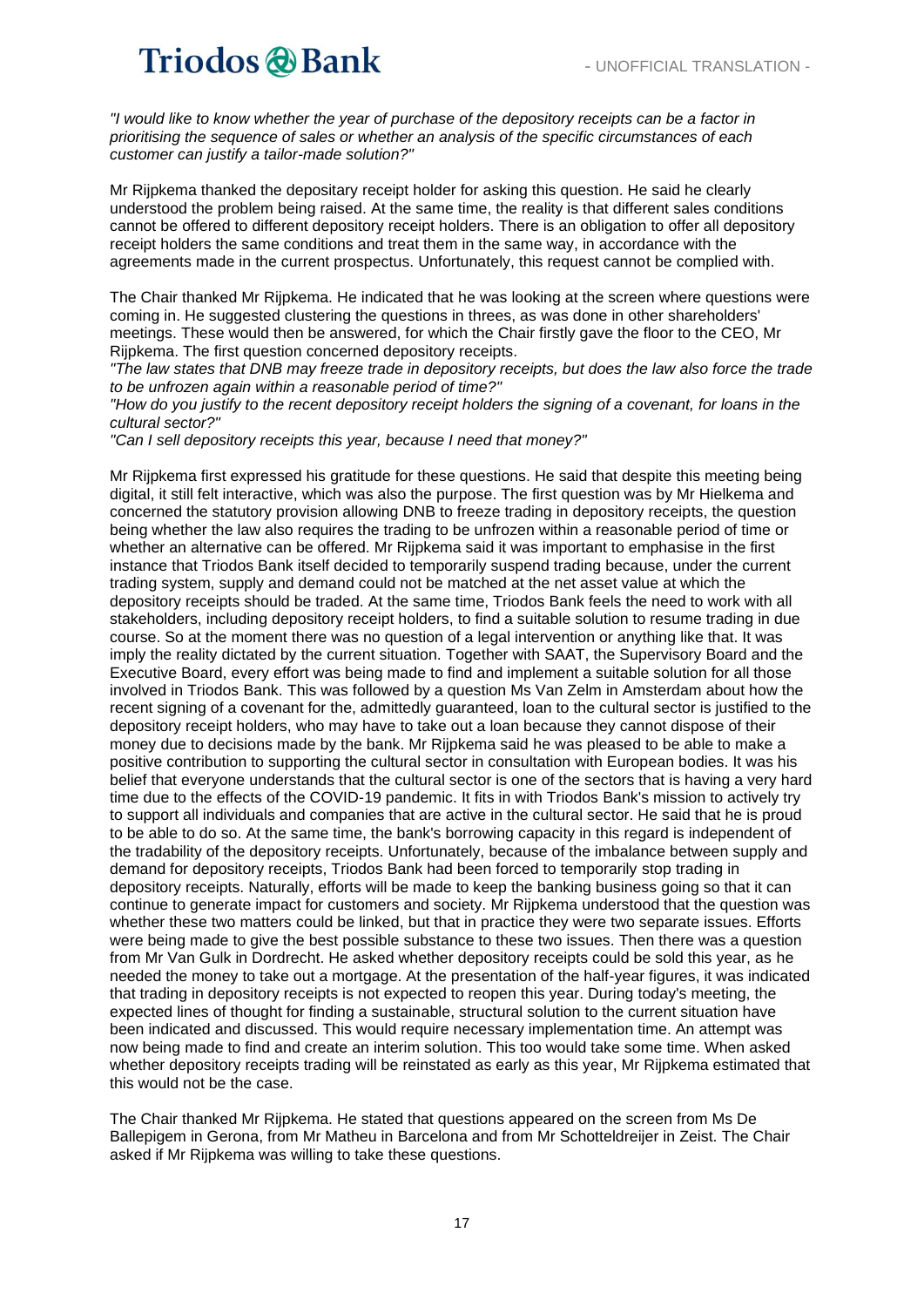*"I would like to know whether the year of purchase of the depository receipts can be a factor in prioritising the sequence of sales or whether an analysis of the specific circumstances of each customer can justify a tailor-made solution?"*

Mr Rijpkema thanked the depositary receipt holder for asking this question. He said he clearly understood the problem being raised. At the same time, the reality is that different sales conditions cannot be offered to different depository receipt holders. There is an obligation to offer all depository receipt holders the same conditions and treat them in the same way, in accordance with the agreements made in the current prospectus. Unfortunately, this request cannot be complied with.

The Chair thanked Mr Rijpkema. He indicated that he was looking at the screen where questions were coming in. He suggested clustering the questions in threes, as was done in other shareholders' meetings. These would then be answered, for which the Chair firstly gave the floor to the CEO, Mr Rijpkema. The first question concerned depository receipts.

*"The law states that DNB may freeze trade in depository receipts, but does the law also force the trade to be unfrozen again within a reasonable period of time?"*

*"How do you justify to the recent depository receipt holders the signing of a covenant, for loans in the cultural sector?"*

*"Can I sell depository receipts this year, because I need that money?"*

Mr Rijpkema first expressed his gratitude for these questions. He said that despite this meeting being digital, it still felt interactive, which was also the purpose. The first question was by Mr Hielkema and concerned the statutory provision allowing DNB to freeze trading in depository receipts, the question being whether the law also requires the trading to be unfrozen within a reasonable period of time or whether an alternative can be offered. Mr Rijpkema said it was important to emphasise in the first instance that Triodos Bank itself decided to temporarily suspend trading because, under the current trading system, supply and demand could not be matched at the net asset value at which the depository receipts should be traded. At the same time, Triodos Bank feels the need to work with all stakeholders, including depository receipt holders, to find a suitable solution to resume trading in due course. So at the moment there was no question of a legal intervention or anything like that. It was imply the reality dictated by the current situation. Together with SAAT, the Supervisory Board and the Executive Board, every effort was being made to find and implement a suitable solution for all those involved in Triodos Bank. This was followed by a question Ms Van Zelm in Amsterdam about how the recent signing of a covenant for the, admittedly guaranteed, loan to the cultural sector is justified to the depository receipt holders, who may have to take out a loan because they cannot dispose of their money due to decisions made by the bank. Mr Rijpkema said he was pleased to be able to make a positive contribution to supporting the cultural sector in consultation with European bodies. It was his belief that everyone understands that the cultural sector is one of the sectors that is having a very hard time due to the effects of the COVID-19 pandemic. It fits in with Triodos Bank's mission to actively try to support all individuals and companies that are active in the cultural sector. He said that he is proud to be able to do so. At the same time, the bank's borrowing capacity in this regard is independent of the tradability of the depository receipts. Unfortunately, because of the imbalance between supply and demand for depository receipts, Triodos Bank had been forced to temporarily stop trading in depository receipts. Naturally, efforts will be made to keep the banking business going so that it can continue to generate impact for customers and society. Mr Rijpkema understood that the question was whether these two matters could be linked, but that in practice they were two separate issues. Efforts were being made to give the best possible substance to these two issues. Then there was a question from Mr Van Gulk in Dordrecht. He asked whether depository receipts could be sold this year, as he needed the money to take out a mortgage. At the presentation of the half-year figures, it was indicated that trading in depository receipts is not expected to reopen this year. During today's meeting, the expected lines of thought for finding a sustainable, structural solution to the current situation have been indicated and discussed. This would require necessary implementation time. An attempt was now being made to find and create an interim solution. This too would take some time. When asked whether depository receipts trading will be reinstated as early as this year, Mr Rijpkema estimated that this would not be the case.

The Chair thanked Mr Rijpkema. He stated that questions appeared on the screen from Ms De Ballepigem in Gerona, from Mr Matheu in Barcelona and from Mr Schotteldreijer in Zeist. The Chair asked if Mr Rijpkema was willing to take these questions.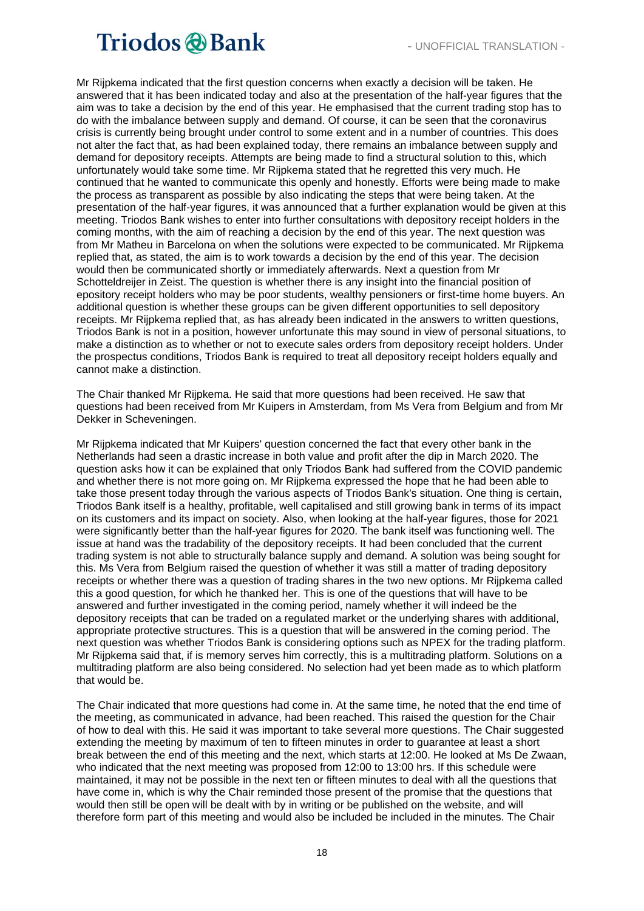Mr Rijpkema indicated that the first question concerns when exactly a decision will be taken. He answered that it has been indicated today and also at the presentation of the half-year figures that the aim was to take a decision by the end of this year. He emphasised that the current trading stop has to do with the imbalance between supply and demand. Of course, it can be seen that the coronavirus crisis is currently being brought under control to some extent and in a number of countries. This does not alter the fact that, as had been explained today, there remains an imbalance between supply and demand for depository receipts. Attempts are being made to find a structural solution to this, which unfortunately would take some time. Mr Rijpkema stated that he regretted this very much. He continued that he wanted to communicate this openly and honestly. Efforts were being made to make the process as transparent as possible by also indicating the steps that were being taken. At the presentation of the half-year figures, it was announced that a further explanation would be given at this meeting. Triodos Bank wishes to enter into further consultations with depository receipt holders in the coming months, with the aim of reaching a decision by the end of this year. The next question was from Mr Matheu in Barcelona on when the solutions were expected to be communicated. Mr Rijpkema replied that, as stated, the aim is to work towards a decision by the end of this year. The decision would then be communicated shortly or immediately afterwards. Next a question from Mr Schotteldreijer in Zeist. The question is whether there is any insight into the financial position of epository receipt holders who may be poor students, wealthy pensioners or first-time home buyers. An additional question is whether these groups can be given different opportunities to sell depository receipts. Mr Rijpkema replied that, as has already been indicated in the answers to written questions, Triodos Bank is not in a position, however unfortunate this may sound in view of personal situations, to make a distinction as to whether or not to execute sales orders from depository receipt holders. Under the prospectus conditions, Triodos Bank is required to treat all depository receipt holders equally and cannot make a distinction.

The Chair thanked Mr Rijpkema. He said that more questions had been received. He saw that questions had been received from Mr Kuipers in Amsterdam, from Ms Vera from Belgium and from Mr Dekker in Scheveningen.

Mr Rijpkema indicated that Mr Kuipers' question concerned the fact that every other bank in the Netherlands had seen a drastic increase in both value and profit after the dip in March 2020. The question asks how it can be explained that only Triodos Bank had suffered from the COVID pandemic and whether there is not more going on. Mr Rijpkema expressed the hope that he had been able to take those present today through the various aspects of Triodos Bank's situation. One thing is certain, Triodos Bank itself is a healthy, profitable, well capitalised and still growing bank in terms of its impact on its customers and its impact on society. Also, when looking at the half-year figures, those for 2021 were significantly better than the half-year figures for 2020. The bank itself was functioning well. The issue at hand was the tradability of the depository receipts. It had been concluded that the current trading system is not able to structurally balance supply and demand. A solution was being sought for this. Ms Vera from Belgium raised the question of whether it was still a matter of trading depository receipts or whether there was a question of trading shares in the two new options. Mr Rijpkema called this a good question, for which he thanked her. This is one of the questions that will have to be answered and further investigated in the coming period, namely whether it will indeed be the depository receipts that can be traded on a regulated market or the underlying shares with additional, appropriate protective structures. This is a question that will be answered in the coming period. The next question was whether Triodos Bank is considering options such as NPEX for the trading platform. Mr Rijpkema said that, if is memory serves him correctly, this is a multitrading platform. Solutions on a multitrading platform are also being considered. No selection had yet been made as to which platform that would be.

The Chair indicated that more questions had come in. At the same time, he noted that the end time of the meeting, as communicated in advance, had been reached. This raised the question for the Chair of how to deal with this. He said it was important to take several more questions. The Chair suggested extending the meeting by maximum of ten to fifteen minutes in order to guarantee at least a short break between the end of this meeting and the next, which starts at 12:00. He looked at Ms De Zwaan, who indicated that the next meeting was proposed from 12:00 to 13:00 hrs. If this schedule were maintained, it may not be possible in the next ten or fifteen minutes to deal with all the questions that have come in, which is why the Chair reminded those present of the promise that the questions that would then still be open will be dealt with by in writing or be published on the website, and will therefore form part of this meeting and would also be included be included in the minutes. The Chair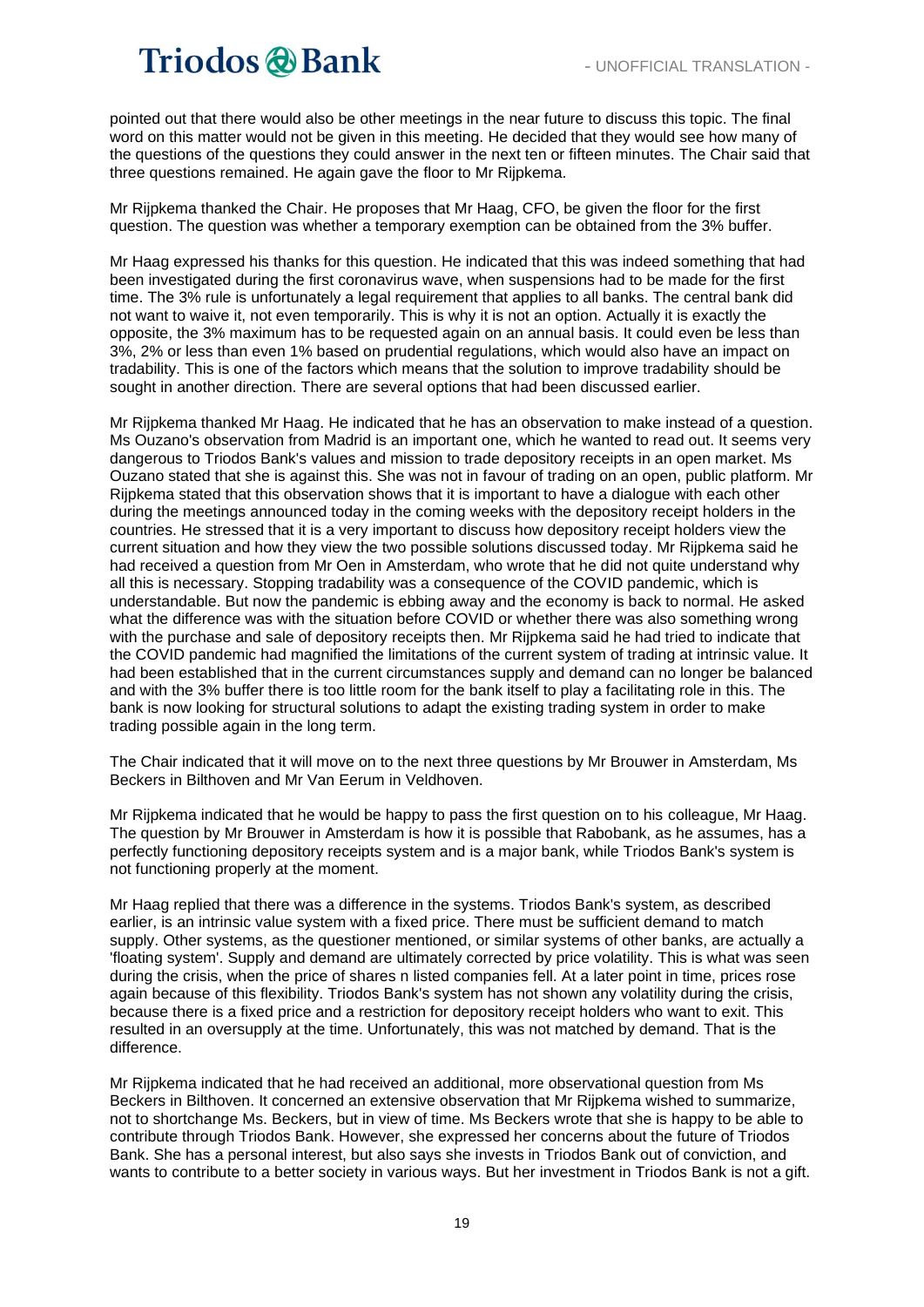pointed out that there would also be other meetings in the near future to discuss this topic. The final word on this matter would not be given in this meeting. He decided that they would see how many of the questions of the questions they could answer in the next ten or fifteen minutes. The Chair said that three questions remained. He again gave the floor to Mr Rijpkema.

Mr Rijpkema thanked the Chair. He proposes that Mr Haag, CFO, be given the floor for the first question. The question was whether a temporary exemption can be obtained from the 3% buffer.

Mr Haag expressed his thanks for this question. He indicated that this was indeed something that had been investigated during the first coronavirus wave, when suspensions had to be made for the first time. The 3% rule is unfortunately a legal requirement that applies to all banks. The central bank did not want to waive it, not even temporarily. This is why it is not an option. Actually it is exactly the opposite, the 3% maximum has to be requested again on an annual basis. It could even be less than 3%, 2% or less than even 1% based on prudential regulations, which would also have an impact on tradability. This is one of the factors which means that the solution to improve tradability should be sought in another direction. There are several options that had been discussed earlier.

Mr Rijpkema thanked Mr Haag. He indicated that he has an observation to make instead of a question. Ms Ouzano's observation from Madrid is an important one, which he wanted to read out. It seems very dangerous to Triodos Bank's values and mission to trade depository receipts in an open market. Ms Ouzano stated that she is against this. She was not in favour of trading on an open, public platform. Mr Rijpkema stated that this observation shows that it is important to have a dialogue with each other during the meetings announced today in the coming weeks with the depository receipt holders in the countries. He stressed that it is a very important to discuss how depository receipt holders view the current situation and how they view the two possible solutions discussed today. Mr Rijpkema said he had received a question from Mr Oen in Amsterdam, who wrote that he did not quite understand why all this is necessary. Stopping tradability was a consequence of the COVID pandemic, which is understandable. But now the pandemic is ebbing away and the economy is back to normal. He asked what the difference was with the situation before COVID or whether there was also something wrong with the purchase and sale of depository receipts then. Mr Rijpkema said he had tried to indicate that the COVID pandemic had magnified the limitations of the current system of trading at intrinsic value. It had been established that in the current circumstances supply and demand can no longer be balanced and with the 3% buffer there is too little room for the bank itself to play a facilitating role in this. The bank is now looking for structural solutions to adapt the existing trading system in order to make trading possible again in the long term.

The Chair indicated that it will move on to the next three questions by Mr Brouwer in Amsterdam, Ms Beckers in Bilthoven and Mr Van Eerum in Veldhoven.

Mr Rijpkema indicated that he would be happy to pass the first question on to his colleague, Mr Haag. The question by Mr Brouwer in Amsterdam is how it is possible that Rabobank, as he assumes, has a perfectly functioning depository receipts system and is a major bank, while Triodos Bank's system is not functioning properly at the moment.

Mr Haag replied that there was a difference in the systems. Triodos Bank's system, as described earlier, is an intrinsic value system with a fixed price. There must be sufficient demand to match supply. Other systems, as the questioner mentioned, or similar systems of other banks, are actually a 'floating system'. Supply and demand are ultimately corrected by price volatility. This is what was seen during the crisis, when the price of shares n listed companies fell. At a later point in time, prices rose again because of this flexibility. Triodos Bank's system has not shown any volatility during the crisis, because there is a fixed price and a restriction for depository receipt holders who want to exit. This resulted in an oversupply at the time. Unfortunately, this was not matched by demand. That is the difference.

Mr Rijpkema indicated that he had received an additional, more observational question from Ms Beckers in Bilthoven. It concerned an extensive observation that Mr Rijpkema wished to summarize, not to shortchange Ms. Beckers, but in view of time. Ms Beckers wrote that she is happy to be able to contribute through Triodos Bank. However, she expressed her concerns about the future of Triodos Bank. She has a personal interest, but also says she invests in Triodos Bank out of conviction, and wants to contribute to a better society in various ways. But her investment in Triodos Bank is not a gift.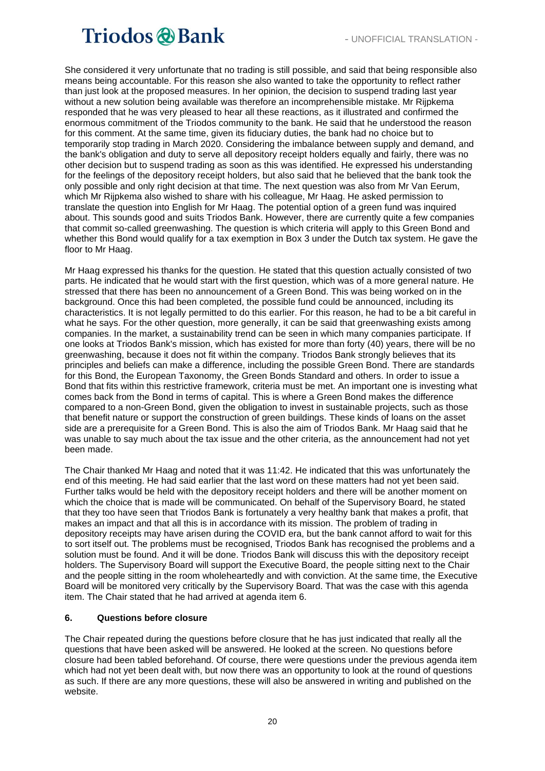She considered it very unfortunate that no trading is still possible, and said that being responsible also means being accountable. For this reason she also wanted to take the opportunity to reflect rather than just look at the proposed measures. In her opinion, the decision to suspend trading last year without a new solution being available was therefore an incomprehensible mistake. Mr Rijpkema responded that he was very pleased to hear all these reactions, as it illustrated and confirmed the enormous commitment of the Triodos community to the bank. He said that he understood the reason for this comment. At the same time, given its fiduciary duties, the bank had no choice but to temporarily stop trading in March 2020. Considering the imbalance between supply and demand, and the bank's obligation and duty to serve all depository receipt holders equally and fairly, there was no other decision but to suspend trading as soon as this was identified. He expressed his understanding for the feelings of the depository receipt holders, but also said that he believed that the bank took the only possible and only right decision at that time. The next question was also from Mr Van Eerum, which Mr Rijpkema also wished to share with his colleague, Mr Haag. He asked permission to translate the question into English for Mr Haag. The potential option of a green fund was inquired about. This sounds good and suits Triodos Bank. However, there are currently quite a few companies that commit so-called greenwashing. The question is which criteria will apply to this Green Bond and whether this Bond would qualify for a tax exemption in Box 3 under the Dutch tax system. He gave the floor to Mr Haag.

Mr Haag expressed his thanks for the question. He stated that this question actually consisted of two parts. He indicated that he would start with the first question, which was of a more general nature. He stressed that there has been no announcement of a Green Bond. This was being worked on in the background. Once this had been completed, the possible fund could be announced, including its characteristics. It is not legally permitted to do this earlier. For this reason, he had to be a bit careful in what he says. For the other question, more generally, it can be said that greenwashing exists among companies. In the market, a sustainability trend can be seen in which many companies participate. If one looks at Triodos Bank's mission, which has existed for more than forty (40) years, there will be no greenwashing, because it does not fit within the company. Triodos Bank strongly believes that its principles and beliefs can make a difference, including the possible Green Bond. There are standards for this Bond, the European Taxonomy, the Green Bonds Standard and others. In order to issue a Bond that fits within this restrictive framework, criteria must be met. An important one is investing what comes back from the Bond in terms of capital. This is where a Green Bond makes the difference compared to a non-Green Bond, given the obligation to invest in sustainable projects, such as those that benefit nature or support the construction of green buildings. These kinds of loans on the asset side are a prerequisite for a Green Bond. This is also the aim of Triodos Bank. Mr Haag said that he was unable to say much about the tax issue and the other criteria, as the announcement had not yet been made.

The Chair thanked Mr Haag and noted that it was 11:42. He indicated that this was unfortunately the end of this meeting. He had said earlier that the last word on these matters had not yet been said. Further talks would be held with the depository receipt holders and there will be another moment on which the choice that is made will be communicated. On behalf of the Supervisory Board, he stated that they too have seen that Triodos Bank is fortunately a very healthy bank that makes a profit, that makes an impact and that all this is in accordance with its mission. The problem of trading in depository receipts may have arisen during the COVID era, but the bank cannot afford to wait for this to sort itself out. The problems must be recognised, Triodos Bank has recognised the problems and a solution must be found. And it will be done. Triodos Bank will discuss this with the depository receipt holders. The Supervisory Board will support the Executive Board, the people sitting next to the Chair and the people sitting in the room wholeheartedly and with conviction. At the same time, the Executive Board will be monitored very critically by the Supervisory Board. That was the case with this agenda item. The Chair stated that he had arrived at agenda item 6.

## 6. Questions before closure

The Chair repeated during the questions before closure that he has just indicated that really all the questions that have been asked will be answered. He looked at the screen. No questions before closure had been tabled beforehand. Of course, there were questions under the previous agenda item which had not yet been dealt with, but now there was an opportunity to look at the round of questions as such. If there are any more questions, these will also be answered in writing and published on the website.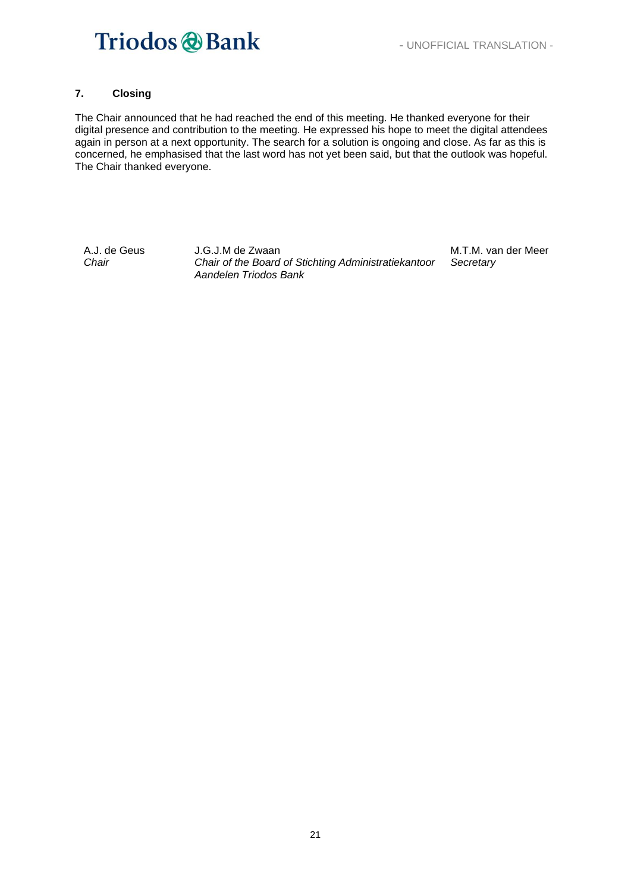### 7. Closing

The Chair announced that he had reached the end of this meeting. He thanked everyone for their digital presence and contribution to the meeting. He expressed his hope to meet the digital attendees again in person at a next opportunity. The search for a solution is ongoing and close. As far as this is concerned, he emphasised that the last word has not yet been said, but that the outlook was hopeful. The Chair thanked everyone.

| | | |
|---|---|---|
| A.J. de Geus<br>*Chair* | J.G.J.M de Zwaan<br>*Chair of the Board of Stichting Administratiekantoor Aandelen Triodos Bank* | M.T.M. van der Meer<br>*Secretary* |